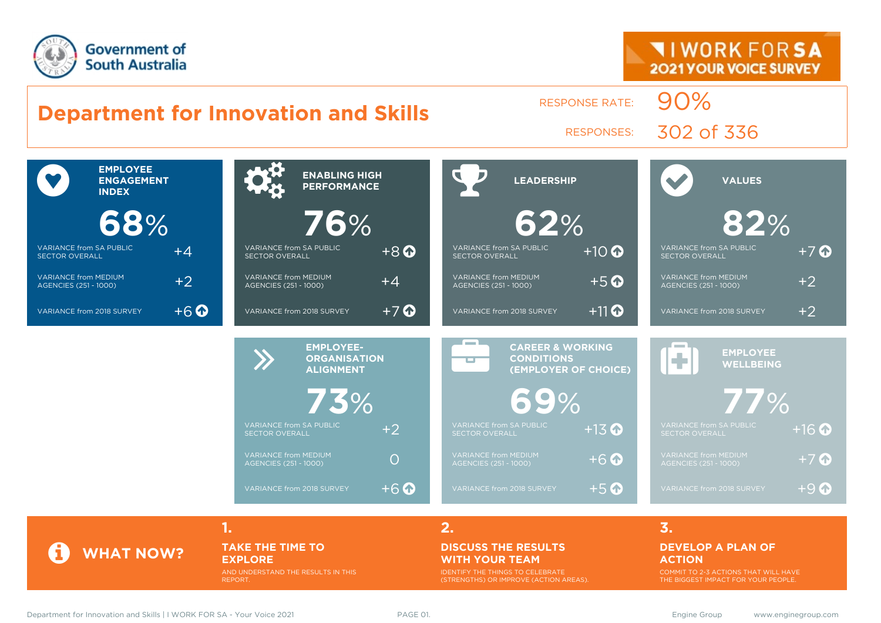Government of South Australia

I WORK FOR SA
2021 YOUR VOICE SURVEY

# Department for Innovation and Skills

RESPONSE RATE: 90%

RESPONSES: 302 of 336

| | Employee Engagement Index | Enabling High Performance | Leadership | Values |
|---|---|---|---|---|
| Score | 68% | 76% | 62% | 82% |
| Variance from SA Public Sector Overall | +4 | +8 ↑ | +10 ↑ | +7 ↑ |
| Variance from Medium Agencies (251 - 1000) | +2 | +4 | +5 ↑ | +2 |
| Variance from 2018 Survey | +6 ↑ | +7 ↑ | +11 ↑ | +2 |

| | Employee-Organisation Alignment | Career & Working Conditions (Employer of Choice) | Employee Wellbeing |
|---|---|---|---|
| Score | 73% | 69% | 77% |
| Variance from SA Public Sector Overall | +2 | +13 ↑ | +16 ↑ |
| Variance from Medium Agencies (251 - 1000) | 0 | +6 ↑ | +7 ↑ |
| Variance from 2018 Survey | +6 ↑ | +5 ↑ | +9 ↑ |

## WHAT NOW?

**1. TAKE THE TIME TO EXPLORE**
AND UNDERSTAND THE RESULTS IN THIS REPORT.

**2. DISCUSS THE RESULTS WITH YOUR TEAM**
IDENTIFY THE THINGS TO CELEBRATE (STRENGTHS) OR IMPROVE (ACTION AREAS).

**3. DEVELOP A PLAN OF ACTION**
COMMIT TO 2-3 ACTIONS THAT WILL HAVE THE BIGGEST IMPACT FOR YOUR PEOPLE.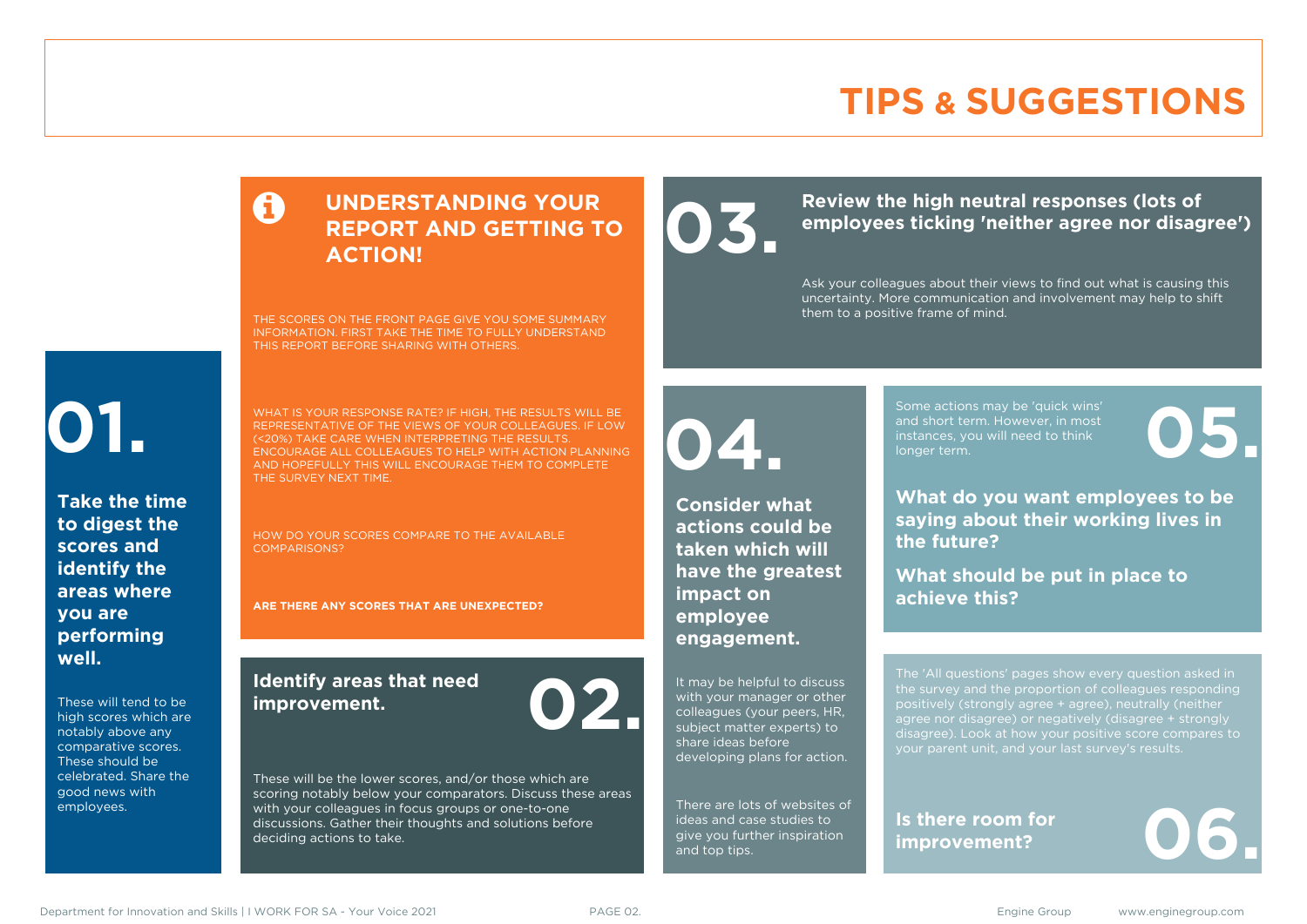# TIPS & SUGGESTIONS

## UNDERSTANDING YOUR REPORT AND GETTING TO ACTION!

THE SCORES ON THE FRONT PAGE GIVE YOU SOME SUMMARY INFORMATION. FIRST TAKE THE TIME TO FULLY UNDERSTAND THIS REPORT BEFORE SHARING WITH OTHERS.

WHAT IS YOUR RESPONSE RATE? IF HIGH, THE RESULTS WILL BE REPRESENTATIVE OF THE VIEWS OF YOUR COLLEAGUES. IF LOW (<20%) TAKE CARE WHEN INTERPRETING THE RESULTS. ENCOURAGE ALL COLLEAGUES TO HELP WITH ACTION PLANNING AND HOPEFULLY THIS WILL ENCOURAGE THEM TO COMPLETE THE SURVEY NEXT TIME.

HOW DO YOUR SCORES COMPARE TO THE AVAILABLE COMPARISONS?

**ARE THERE ANY SCORES THAT ARE UNEXPECTED?**

## 01.

**Take the time to digest the scores and identify the areas where you are performing well.**

These will tend to be high scores which are notably above any comparative scores. These should be celebrated. Share the good news with employees.

## 02.

**Identify areas that need improvement.**

These will be the lower scores, and/or those which are scoring notably below your comparators. Discuss these areas with your colleagues in focus groups or one-to-one discussions. Gather their thoughts and solutions before deciding actions to take.

## 03.

**Review the high neutral responses (lots of employees ticking 'neither agree nor disagree')**

Ask your colleagues about their views to find out what is causing this uncertainty. More communication and involvement may help to shift them to a positive frame of mind.

## 04.

**Consider what actions could be taken which will have the greatest impact on employee engagement.**

It may be helpful to discuss with your manager or other colleagues (your peers, HR, subject matter experts) to share ideas before developing plans for action.

There are lots of websites of ideas and case studies to give you further inspiration and top tips.

## 05.

Some actions may be 'quick wins' and short term. However, in most instances, you will need to think longer term.

**What do you want employees to be saying about their working lives in the future?**

**What should be put in place to achieve this?**

## 06.

The 'All questions' pages show every question asked in the survey and the proportion of colleagues responding positively (strongly agree + agree), neutrally (neither agree nor disagree) or negatively (disagree + strongly disagree). Look at how your positive score compares to your parent unit, and your last survey's results.

**Is there room for improvement?**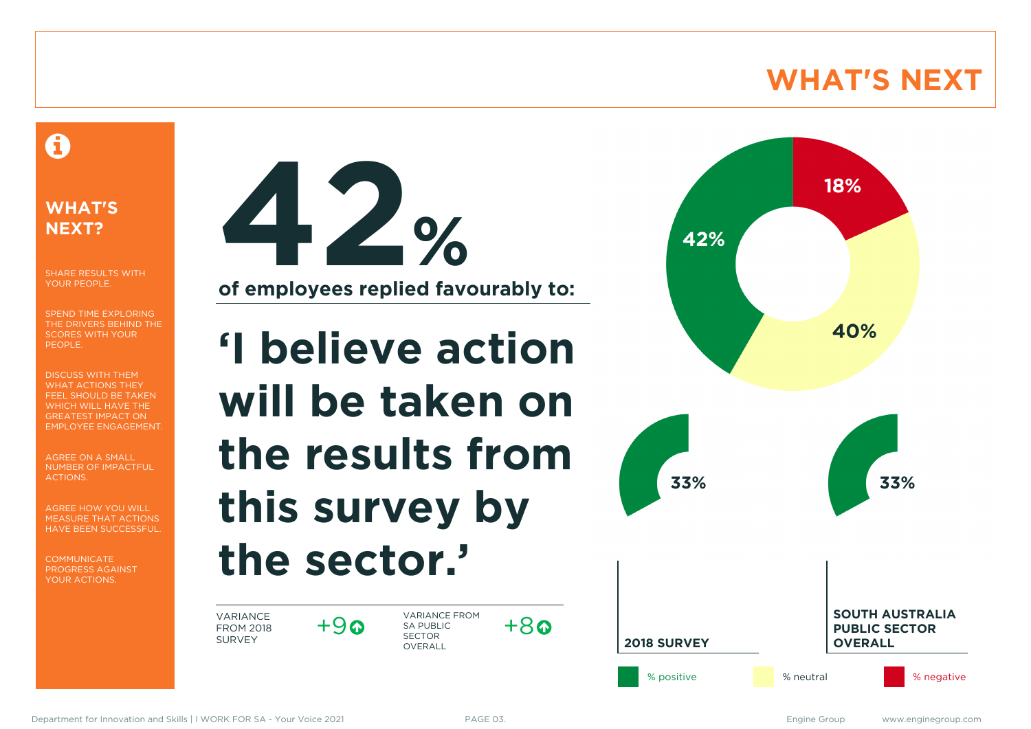# WHAT'S NEXT

## WHAT'S NEXT?

SHARE RESULTS WITH YOUR PEOPLE.

SPEND TIME EXPLORING THE DRIVERS BEHIND THE SCORES WITH YOUR PEOPLE.

DISCUSS WITH THEM WHAT ACTIONS THEY FEEL SHOULD BE TAKEN WHICH WILL HAVE THE GREATEST IMPACT ON EMPLOYEE ENGAGEMENT.

AGREE ON A SMALL NUMBER OF IMPACTFUL ACTIONS.

AGREE HOW YOU WILL MEASURE THAT ACTIONS HAVE BEEN SUCCESSFUL.

COMMUNICATE PROGRESS AGAINST YOUR ACTIONS.

**42%**

**of employees replied favourably to:**

**'I believe action will be taken on the results from this survey by the sector.'**

| VARIANCE FROM 2018 SURVEY | +9 ↑ | VARIANCE FROM SA PUBLIC SECTOR OVERALL | +8 ↑ |
|---|---|---|---|

- 42% (positive)
- 40% (neutral)
- 18% (negative)

| 2018 SURVEY | SOUTH AUSTRALIA PUBLIC SECTOR OVERALL |
|---|---|
| 33% | 33% |

% positive | % neutral | % negative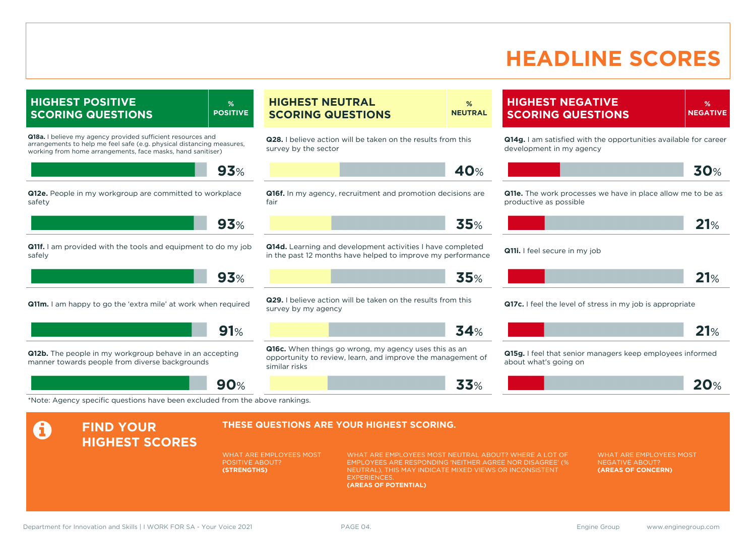# HEADLINE SCORES

## HIGHEST POSITIVE SCORING QUESTIONS

| Question | % POSITIVE |
|---|---|
| **Q18a.** I believe my agency provided sufficient resources and arrangements to help me feel safe (e.g. physical distancing measures, working from home arrangements, face masks, hand sanitiser) | 93% |
| **Q12e.** People in my workgroup are committed to workplace safety | 93% |
| **Q11f.** I am provided with the tools and equipment to do my job safely | 93% |
| **Q11m.** I am happy to go the 'extra mile' at work when required | 91% |
| **Q12b.** The people in my workgroup behave in an accepting manner towards people from diverse backgrounds | 90% |

## HIGHEST NEUTRAL SCORING QUESTIONS

| Question | % NEUTRAL |
|---|---|
| **Q28.** I believe action will be taken on the results from this survey by the sector | 40% |
| **Q16f.** In my agency, recruitment and promotion decisions are fair | 35% |
| **Q14d.** Learning and development activities I have completed in the past 12 months have helped to improve my performance | 35% |
| **Q29.** I believe action will be taken on the results from this survey by my agency | 34% |
| **Q16c.** When things go wrong, my agency uses this as an opportunity to review, learn, and improve the management of similar risks | 33% |

## HIGHEST NEGATIVE SCORING QUESTIONS

| Question | % NEGATIVE |
|---|---|
| **Q14g.** I am satisfied with the opportunities available for career development in my agency | 30% |
| **Q11e.** The work processes we have in place allow me to be as productive as possible | 21% |
| **Q11i.** I feel secure in my job | 21% |
| **Q17c.** I feel the level of stress in my job is appropriate | 21% |
| **Q15g.** I feel that senior managers keep employees informed about what's going on | 20% |

*Note: Agency specific questions have been excluded from the above rankings.

## FIND YOUR HIGHEST SCORES

**THESE QUESTIONS ARE YOUR HIGHEST SCORING.**

WHAT ARE EMPLOYEES MOST POSITIVE ABOUT?
**(STRENGTHS)**

WHAT ARE EMPLOYEES MOST NEUTRAL ABOUT? WHERE A LOT OF EMPLOYEES ARE RESPONDING 'NEITHER AGREE NOR DISAGREE' (% NEUTRAL), THIS MAY INDICATE MIXED VIEWS OR INCONSISTENT EXPERIENCES.
**(AREAS OF POTENTIAL)**

WHAT ARE EMPLOYEES MOST NEGATIVE ABOUT?
**(AREAS OF CONCERN)**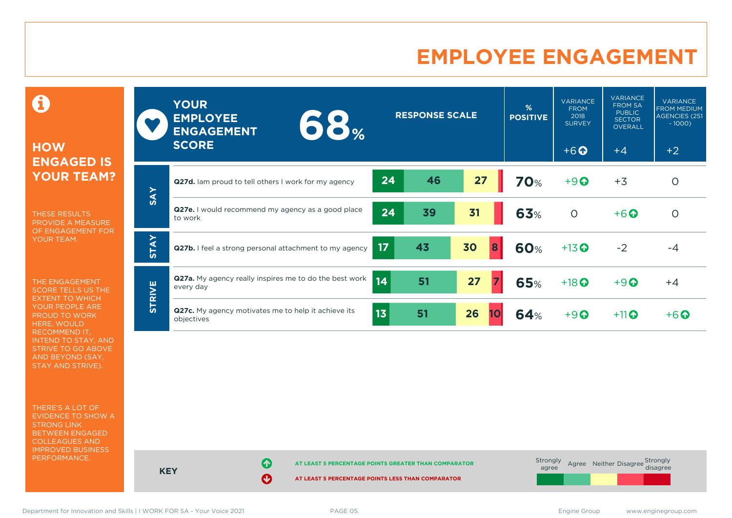# EMPLOYEE ENGAGEMENT

## HOW ENGAGED IS YOUR TEAM?

THESE RESULTS PROVIDE A MEASURE OF ENGAGEMENT FOR YOUR TEAM.

THE ENGAGEMENT SCORE TELLS US THE EXTENT TO WHICH YOUR PEOPLE ARE PROUD TO WORK HERE, WOULD RECOMMEND IT, INTEND TO STAY, AND STRIVE TO GO ABOVE AND BEYOND (SAY, STAY AND STRIVE).

THERE'S A LOT OF EVIDENCE TO SHOW A STRONG LINK BETWEEN ENGAGED COLLEAGUES AND IMPROVED BUSINESS PERFORMANCE.

**YOUR EMPLOYEE ENGAGEMENT SCORE: 68%**

| | Question | Response scale (Strongly agree / Agree / Neither / Disagree / Strongly disagree) | % Positive | Variance from 2018 survey (+6 ↑) | Variance from SA Public Sector overall (+4) | Variance from medium agencies (251 - 1000) (+2) |
|---|---|---|---|---|---|---|
| SAY | **Q27d.** Iam proud to tell others I work for my agency | 24 / 46 / 27 | 70% | +9 ↑ | +3 | 0 |
| SAY | **Q27e.** I would recommend my agency as a good place to work | 24 / 39 / 31 | 63% | 0 | +6 ↑ | 0 |
| STAY | **Q27b.** I feel a strong personal attachment to my agency | 17 / 43 / 30 / 8 | 60% | +13 ↑ | -2 | -4 |
| STRIVE | **Q27a.** My agency really inspires me to do the best work every day | 14 / 51 / 27 / 7 | 65% | +18 ↑ | +9 ↑ | +4 |
| STRIVE | **Q27c.** My agency motivates me to help it achieve its objectives | 13 / 51 / 26 / 10 | 64% | +9 ↑ | +11 ↑ | +6 ↑ |

**KEY**

↑ AT LEAST 5 PERCENTAGE POINTS GREATER THAN COMPARATOR

↓ AT LEAST 5 PERCENTAGE POINTS LESS THAN COMPARATOR

Strongly agree | Agree | Neither | Disagree | Strongly disagree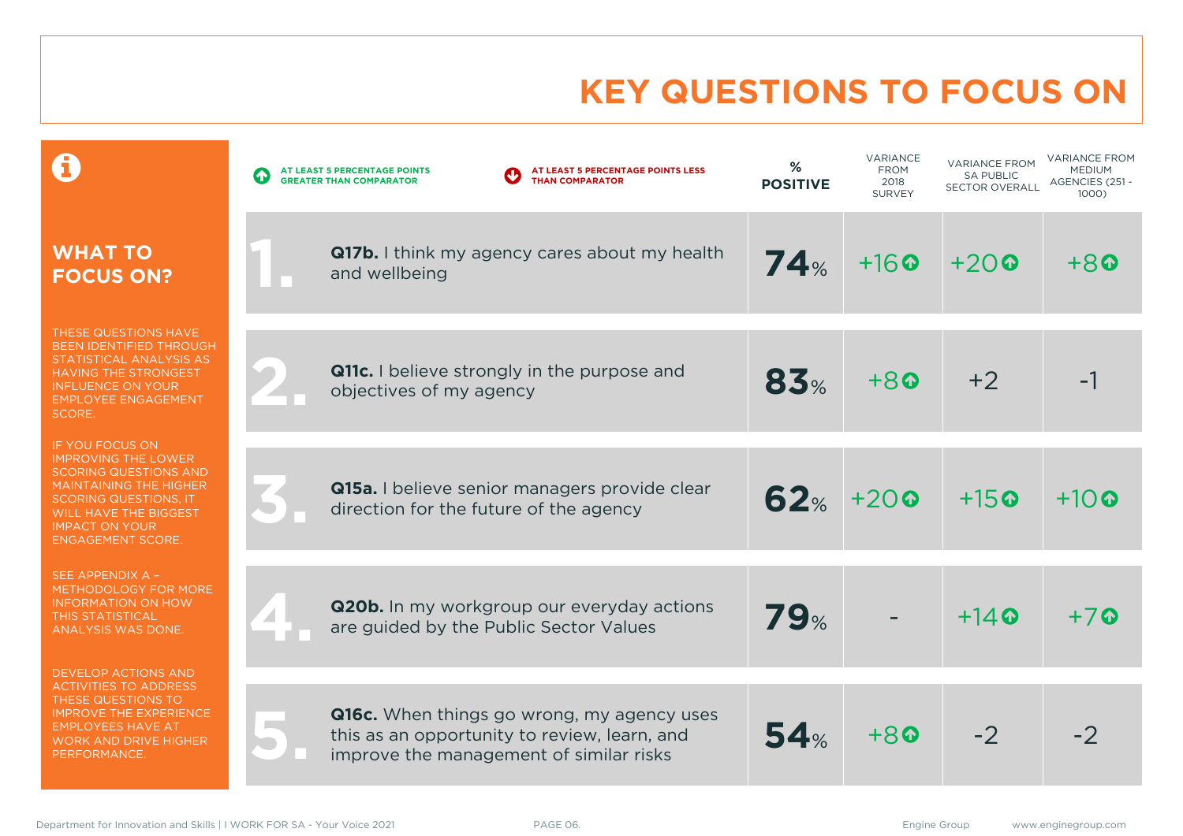# KEY QUESTIONS TO FOCUS ON

## WHAT TO FOCUS ON?

THESE QUESTIONS HAVE BEEN IDENTIFIED THROUGH STATISTICAL ANALYSIS AS HAVING THE STRONGEST INFLUENCE ON YOUR EMPLOYEE ENGAGEMENT SCORE.

IF YOU FOCUS ON IMPROVING THE LOWER SCORING QUESTIONS AND MAINTAINING THE HIGHER SCORING QUESTIONS, IT WILL HAVE THE BIGGEST IMPACT ON YOUR ENGAGEMENT SCORE.

SEE APPENDIX A – METHODOLOGY FOR MORE INFORMATION ON HOW THIS STATISTICAL ANALYSIS WAS DONE.

DEVELOP ACTIONS AND ACTIVITIES TO ADDRESS THESE QUESTIONS TO IMPROVE THE EXPERIENCE EMPLOYEES HAVE AT WORK AND DRIVE HIGHER PERFORMANCE.

↑ AT LEAST 5 PERCENTAGE POINTS GREATER THAN COMPARATOR

↓ AT LEAST 5 PERCENTAGE POINTS LESS THAN COMPARATOR

| | Question | % POSITIVE | VARIANCE FROM 2018 SURVEY | VARIANCE FROM SA PUBLIC SECTOR OVERALL | VARIANCE FROM MEDIUM AGENCIES (251 - 1000) |
|---|---|---|---|---|---|
| 1. | **Q17b.** I think my agency cares about my health and wellbeing | 74% | +16 ↑ | +20 ↑ | +8 ↑ |
| 2. | **Q11c.** I believe strongly in the purpose and objectives of my agency | 83% | +8 ↑ | +2 | -1 |
| 3. | **Q15a.** I believe senior managers provide clear direction for the future of the agency | 62% | +20 ↑ | +15 ↑ | +10 ↑ |
| 4. | **Q20b.** In my workgroup our everyday actions are guided by the Public Sector Values | 79% | - | +14 ↑ | +7 ↑ |
| 5. | **Q16c.** When things go wrong, my agency uses this as an opportunity to review, learn, and improve the management of similar risks | 54% | +8 ↑ | -2 | -2 |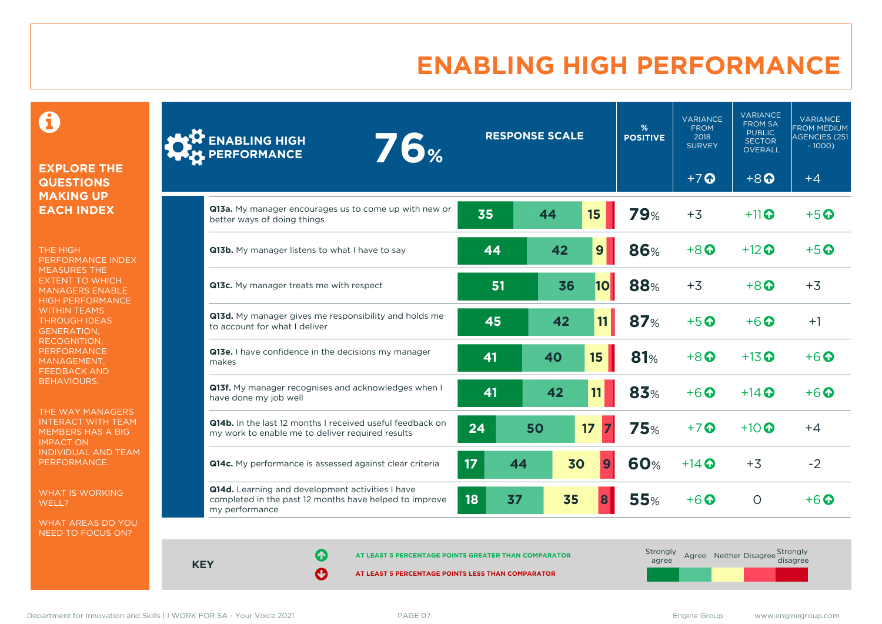# ENABLING HIGH PERFORMANCE

**EXPLORE THE QUESTIONS MAKING UP EACH INDEX**

THE HIGH PERFORMANCE INDEX MEASURES THE EXTENT TO WHICH MANAGERS ENABLE HIGH PERFORMANCE WITHIN TEAMS THROUGH IDEAS GENERATION, RECOGNITION, PERFORMANCE MANAGEMENT, FEEDBACK AND BEHAVIOURS.

THE WAY MANAGERS INTERACT WITH TEAM MEMBERS HAS A BIG IMPACT ON INDIVIDUAL AND TEAM PERFORMANCE.

WHAT IS WORKING WELL?

WHAT AREAS DO YOU NEED TO FOCUS ON?

| ENABLING HIGH PERFORMANCE 76% | RESPONSE SCALE (Strongly agree / Agree / Neither / Disagree / Strongly disagree) | % POSITIVE | VARIANCE FROM 2018 SURVEY | VARIANCE FROM SA PUBLIC SECTOR OVERALL | VARIANCE FROM MEDIUM AGENCIES (251 - 1000) |
|---|---|---|---|---|---|
| | | | +7 ↑ | +8 ↑ | +4 |
| **Q13a.** My manager encourages us to come up with new or better ways of doing things | 35 / 44 / 15 / – / – | 79% | +3 | +11 ↑ | +5 ↑ |
| **Q13b.** My manager listens to what I have to say | 44 / 42 / 9 / – / – | 86% | +8 ↑ | +12 ↑ | +5 ↑ |
| **Q13c.** My manager treats me with respect | 51 / 36 / 10 / – / – | 88% | +3 | +8 ↑ | +3 |
| **Q13d.** My manager gives me responsibility and holds me to account for what I deliver | 45 / 42 / 11 / – / – | 87% | +5 ↑ | +6 ↑ | +1 |
| **Q13e.** I have confidence in the decisions my manager makes | 41 / 40 / 15 / – / – | 81% | +8 ↑ | +13 ↑ | +6 ↑ |
| **Q13f.** My manager recognises and acknowledges when I have done my job well | 41 / 42 / 11 / – / – | 83% | +6 ↑ | +14 ↑ | +6 ↑ |
| **Q14b.** In the last 12 months I received useful feedback on my work to enable me to deliver required results | 24 / 50 / 17 / 7 / – | 75% | +7 ↑ | +10 ↑ | +4 |
| **Q14c.** My performance is assessed against clear criteria | 17 / 44 / 30 / 9 / – | 60% | +14 ↑ | +3 | -2 |
| **Q14d.** Learning and development activities I have completed in the past 12 months have helped to improve my performance | 18 / 37 / 35 / 8 / – | 55% | +6 ↑ | 0 | +6 ↑ |

**KEY**

↑ AT LEAST 5 PERCENTAGE POINTS GREATER THAN COMPARATOR

↓ AT LEAST 5 PERCENTAGE POINTS LESS THAN COMPARATOR

Response scale: Strongly agree | Agree | Neither | Disagree | Strongly disagree

Department for Innovation and Skills | I WORK FOR SA - Your Voice 2021 — Engine Group — www.enginegroup.com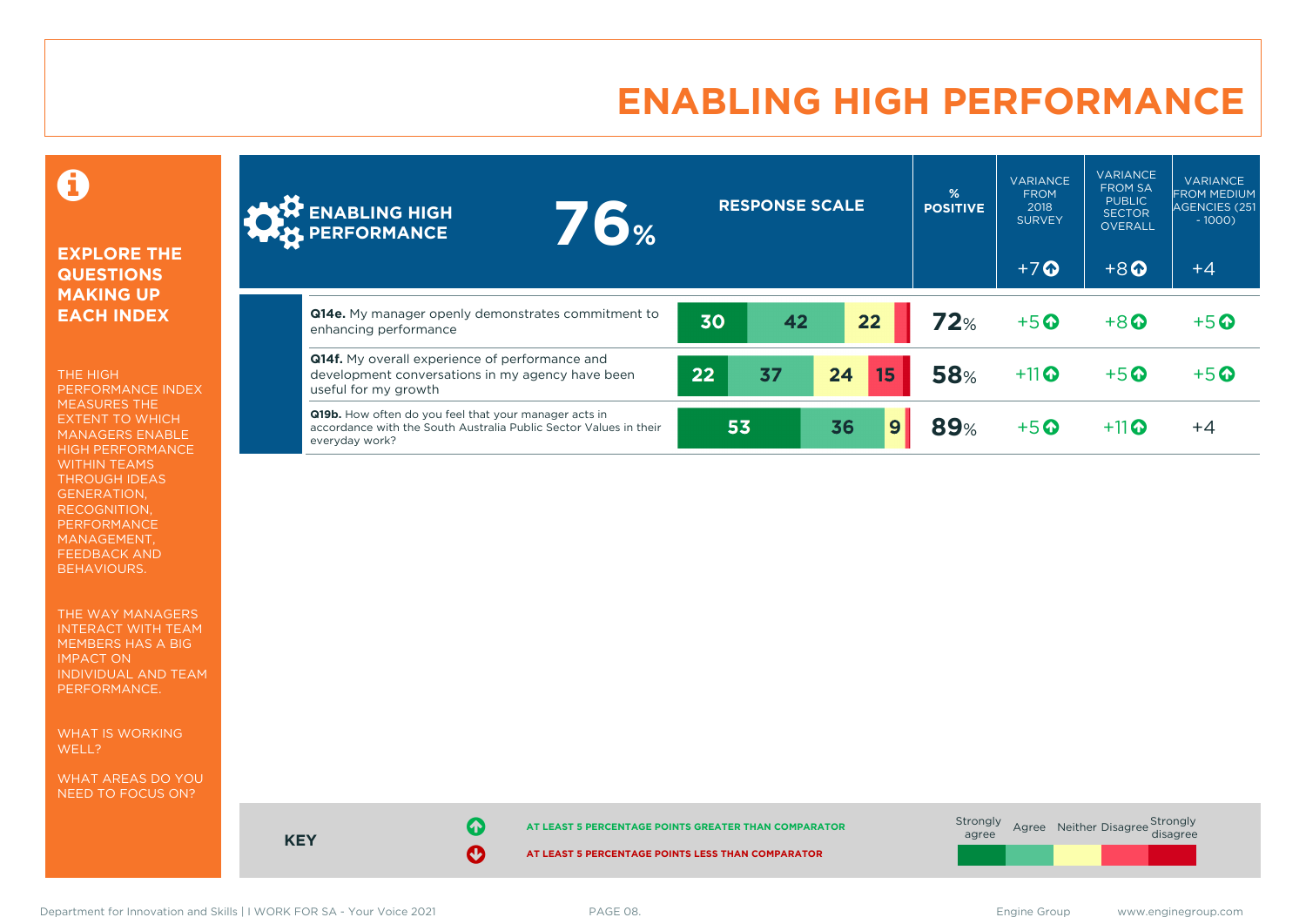# ENABLING HIGH PERFORMANCE

**EXPLORE THE QUESTIONS MAKING UP EACH INDEX**

THE HIGH PERFORMANCE INDEX MEASURES THE EXTENT TO WHICH MANAGERS ENABLE HIGH PERFORMANCE WITHIN TEAMS THROUGH IDEAS GENERATION, RECOGNITION, PERFORMANCE MANAGEMENT, FEEDBACK AND BEHAVIOURS.

THE WAY MANAGERS INTERACT WITH TEAM MEMBERS HAS A BIG IMPACT ON INDIVIDUAL AND TEAM PERFORMANCE.

WHAT IS WORKING WELL?

WHAT AREAS DO YOU NEED TO FOCUS ON?

| ENABLING HIGH PERFORMANCE 76% | Strongly agree | Agree | Neither | Disagree | Strongly disagree | % POSITIVE | VARIANCE FROM 2018 SURVEY | VARIANCE FROM SA PUBLIC SECTOR OVERALL | VARIANCE FROM MEDIUM AGENCIES (251 - 1000) |
|---|---|---|---|---|---|---|---|---|---|
| | | | | | | | +7 ↑ | +8 ↑ | +4 |
| **Q14e.** My manager openly demonstrates commitment to enhancing performance | 30 | 42 | 22 | | | 72% | +5 ↑ | +8 ↑ | +5 ↑ |
| **Q14f.** My overall experience of performance and development conversations in my agency have been useful for my growth | 22 | 37 | 24 | 15 | | 58% | +11 ↑ | +5 ↑ | +5 ↑ |
| **Q19b.** How often do you feel that your manager acts in accordance with the South Australia Public Sector Values in their everyday work? | 53 | 36 | 9 | | | 89% | +5 ↑ | +11 ↑ | +4 |

**KEY**

↑ AT LEAST 5 PERCENTAGE POINTS GREATER THAN COMPARATOR

↓ AT LEAST 5 PERCENTAGE POINTS LESS THAN COMPARATOR

Strongly agree | Agree | Neither | Disagree | Strongly disagree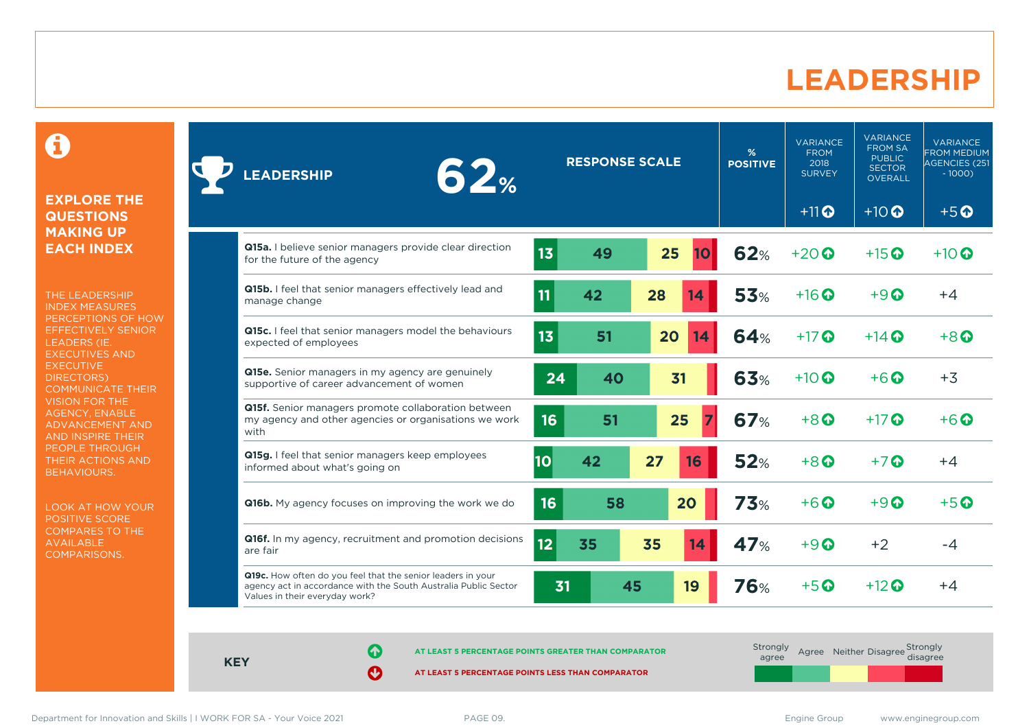# LEADERSHIP

**EXPLORE THE QUESTIONS MAKING UP EACH INDEX**

THE LEADERSHIP INDEX MEASURES PERCEPTIONS OF HOW EFFECTIVELY SENIOR LEADERS (IE. EXECUTIVES AND EXECUTIVE DIRECTORS) COMMUNICATE THEIR VISION FOR THE AGENCY, ENABLE ADVANCEMENT AND AND INSPIRE THEIR PEOPLE THROUGH THEIR ACTIONS AND BEHAVIOURS.

LOOK AT HOW YOUR POSITIVE SCORE COMPARES TO THE AVAILABLE COMPARISONS.

| LEADERSHIP 62% | Strongly agree | Agree | Neither | Disagree | Strongly disagree | % POSITIVE | VARIANCE FROM 2018 SURVEY | VARIANCE FROM SA PUBLIC SECTOR OVERALL | VARIANCE FROM MEDIUM AGENCIES (251 - 1000) |
|---|---|---|---|---|---|---|---|---|---|
| | | | | | | | +11 ↑ | +10 ↑ | +5 ↑ |
| **Q15a.** I believe senior managers provide clear direction for the future of the agency | 13 | 49 | 25 | 10 | | 62% | +20 ↑ | +15 ↑ | +10 ↑ |
| **Q15b.** I feel that senior managers effectively lead and manage change | 11 | 42 | 28 | 14 | | 53% | +16 ↑ | +9 ↑ | +4 |
| **Q15c.** I feel that senior managers model the behaviours expected of employees | 13 | 51 | 20 | 14 | | 64% | +17 ↑ | +14 ↑ | +8 ↑ |
| **Q15e.** Senior managers in my agency are genuinely supportive of career advancement of women | 24 | 40 | 31 | | | 63% | +10 ↑ | +6 ↑ | +3 |
| **Q15f.** Senior managers promote collaboration between my agency and other agencies or organisations we work with | 16 | 51 | 25 | 7 | | 67% | +8 ↑ | +17 ↑ | +6 ↑ |
| **Q15g.** I feel that senior managers keep employees informed about what's going on | 10 | 42 | 27 | 16 | | 52% | +8 ↑ | +7 ↑ | +4 |
| **Q16b.** My agency focuses on improving the work we do | 16 | 58 | 20 | | | 73% | +6 ↑ | +9 ↑ | +5 ↑ |
| **Q16f.** In my agency, recruitment and promotion decisions are fair | 12 | 35 | 35 | 14 | | 47% | +9 ↑ | +2 | -4 |
| **Q19c.** How often do you feel that the senior leaders in your agency act in accordance with the South Australia Public Sector Values in their everyday work? | 31 | 45 | 19 | | | 76% | +5 ↑ | +12 ↑ | +4 |

**KEY**

↑ AT LEAST 5 PERCENTAGE POINTS GREATER THAN COMPARATOR

↓ AT LEAST 5 PERCENTAGE POINTS LESS THAN COMPARATOR

Response scale: Strongly agree, Agree, Neither, Disagree, Strongly disagree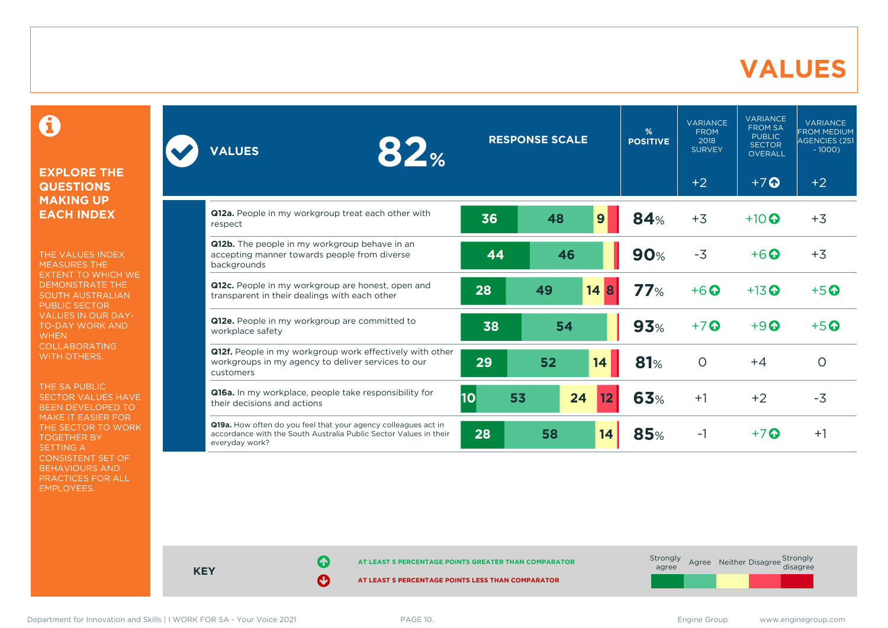# VALUES

## EXPLORE THE QUESTIONS MAKING UP EACH INDEX

THE VALUES INDEX MEASURES THE EXTENT TO WHICH WE DEMONSTRATE THE SOUTH AUSTRALIAN PUBLIC SECTOR VALUES IN OUR DAY-TO-DAY WORK AND WHEN COLLABORATING WITH OTHERS.

THE SA PUBLIC SECTOR VALUES HAVE BEEN DEVELOPED TO MAKE IT EASIER FOR THE SECTOR TO WORK TOGETHER BY SETTING A CONSISTENT SET OF BEHAVIOURS AND PRACTICES FOR ALL EMPLOYEES.

| VALUES 82% | Strongly agree | Agree | Neither | Disagree | Strongly disagree | % POSITIVE | VARIANCE FROM 2018 SURVEY | VARIANCE FROM SA PUBLIC SECTOR OVERALL | VARIANCE FROM MEDIUM AGENCIES (251 - 1000) |
|---|---|---|---|---|---|---|---|---|---|
| **Index** | | | | | | 82% | +2 | +7 ⬆ | +2 |
| **Q12a.** People in my workgroup treat each other with respect | 36 | 48 | 9 | | | 84% | +3 | +10 ⬆ | +3 |
| **Q12b.** The people in my workgroup behave in an accepting manner towards people from diverse backgrounds | 44 | 46 | | | | 90% | -3 | +6 ⬆ | +3 |
| **Q12c.** People in my workgroup are honest, open and transparent in their dealings with each other | 28 | 49 | 14 | 8 | | 77% | +6 ⬆ | +13 ⬆ | +5 ⬆ |
| **Q12e.** People in my workgroup are committed to workplace safety | 38 | 54 | | | | 93% | +7 ⬆ | +9 ⬆ | +5 ⬆ |
| **Q12f.** People in my workgroup work effectively with other workgroups in my agency to deliver services to our customers | 29 | 52 | 14 | | | 81% | 0 | +4 | 0 |
| **Q16a.** In my workplace, people take responsibility for their decisions and actions | 10 | 53 | 24 | 12 | | 63% | +1 | +2 | -3 |
| **Q19a.** How often do you feel that your agency colleagues act in accordance with the South Australia Public Sector Values in their everyday work? | 28 | 58 | 14 | | | 85% | -1 | +7 ⬆ | +1 |

**KEY**

⬆ AT LEAST 5 PERCENTAGE POINTS GREATER THAN COMPARATOR

⬇ AT LEAST 5 PERCENTAGE POINTS LESS THAN COMPARATOR

Strongly agree | Agree | Neither | Disagree | Strongly disagree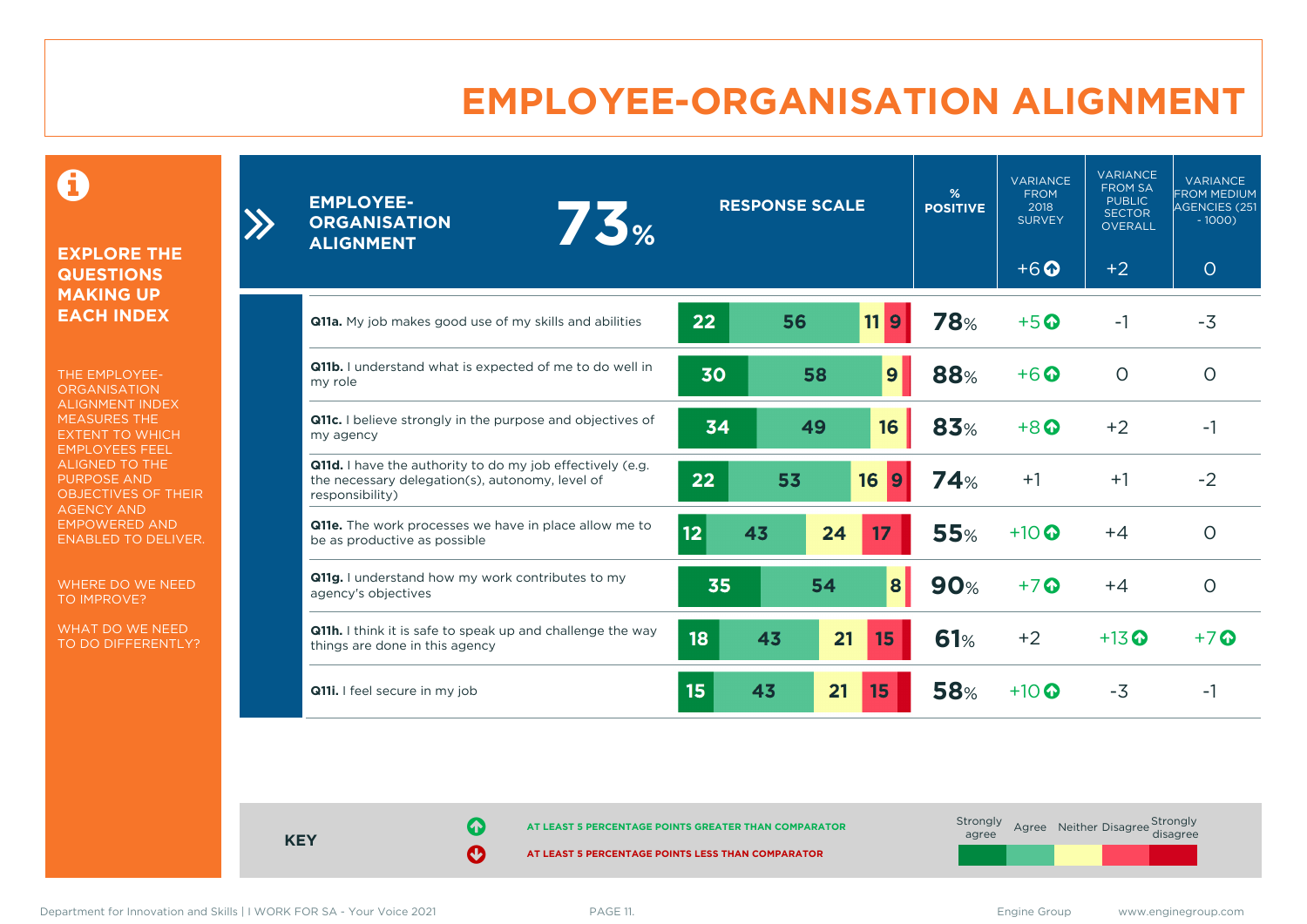# EMPLOYEE-ORGANISATION ALIGNMENT

**EXPLORE THE QUESTIONS MAKING UP EACH INDEX**

THE EMPLOYEE-ORGANISATION ALIGNMENT INDEX MEASURES THE EXTENT TO WHICH EMPLOYEES FEEL ALIGNED TO THE PURPOSE AND OBJECTIVES OF THEIR AGENCY AND EMPOWERED AND ENABLED TO DELIVER.

WHERE DO WE NEED TO IMPROVE?

WHAT DO WE NEED TO DO DIFFERENTLY?

| **EMPLOYEE-ORGANISATION ALIGNMENT 73%** | Strongly agree | Agree | Neither | Disagree | Strongly disagree | % POSITIVE | VARIANCE FROM 2018 SURVEY (+6 ↑) | VARIANCE FROM SA PUBLIC SECTOR OVERALL (+2) | VARIANCE FROM MEDIUM AGENCIES (251 - 1000) (0) |
|---|---|---|---|---|---|---|---|---|---|
| **Q11a.** My job makes good use of my skills and abilities | 22 | 56 | 11 | 9 | | 78% | +5 ↑ | -1 | -3 |
| **Q11b.** I understand what is expected of me to do well in my role | 30 | 58 | 9 | | | 88% | +6 ↑ | 0 | 0 |
| **Q11c.** I believe strongly in the purpose and objectives of my agency | 34 | 49 | 16 | | | 83% | +8 ↑ | +2 | -1 |
| **Q11d.** I have the authority to do my job effectively (e.g. the necessary delegation(s), autonomy, level of responsibility) | 22 | 53 | 16 | 9 | | 74% | +1 | +1 | -2 |
| **Q11e.** The work processes we have in place allow me to be as productive as possible | 12 | 43 | 24 | 17 | | 55% | +10 ↑ | +4 | 0 |
| **Q11g.** I understand how my work contributes to my agency's objectives | 35 | 54 | 8 | | | 90% | +7 ↑ | +4 | 0 |
| **Q11h.** I think it is safe to speak up and challenge the way things are done in this agency | 18 | 43 | 21 | 15 | | 61% | +2 | +13 ↑ | +7 ↑ |
| **Q11i.** I feel secure in my job | 15 | 43 | 21 | 15 | | 58% | +10 ↑ | -3 | -1 |

**KEY**

↑ AT LEAST 5 PERCENTAGE POINTS GREATER THAN COMPARATOR

↓ AT LEAST 5 PERCENTAGE POINTS LESS THAN COMPARATOR

Response scale: Strongly agree, Agree, Neither, Disagree, Strongly disagree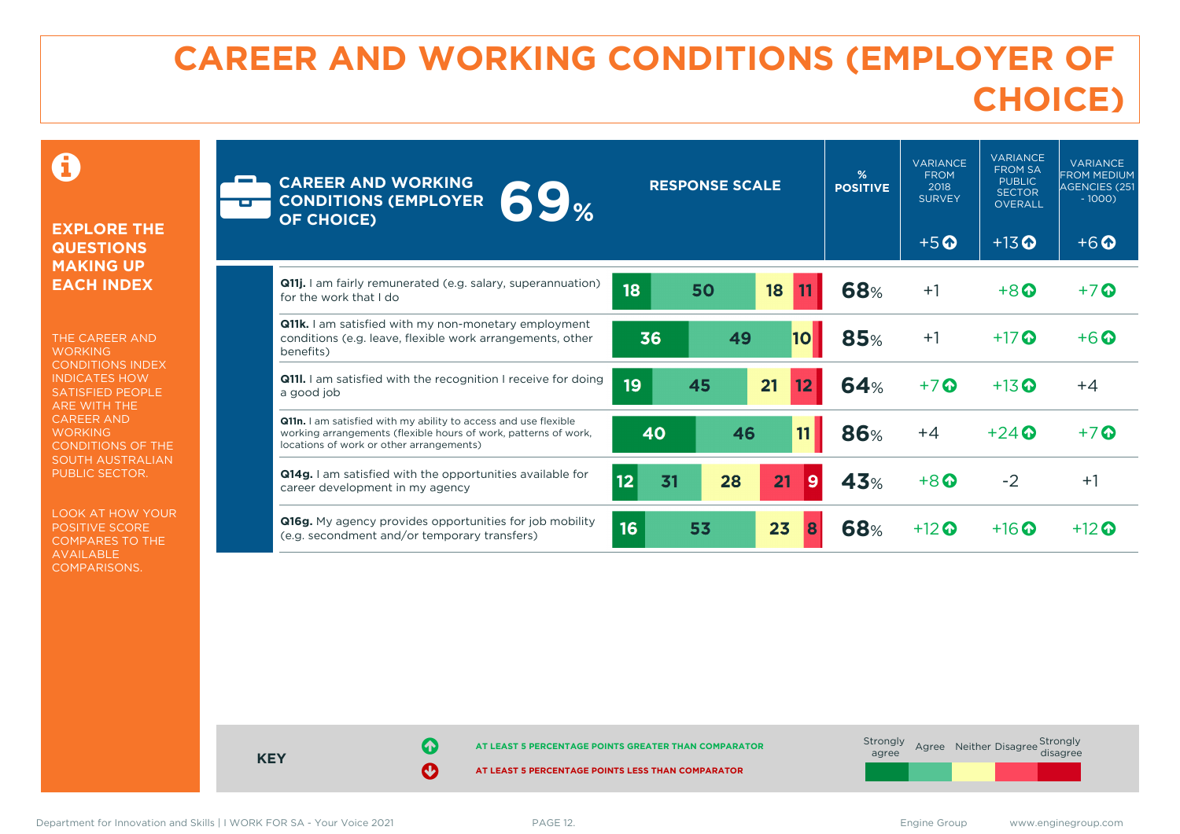# CAREER AND WORKING CONDITIONS (EMPLOYER OF CHOICE)

**EXPLORE THE QUESTIONS MAKING UP EACH INDEX**

THE CAREER AND WORKING CONDITIONS INDEX INDICATES HOW SATISFIED PEOPLE ARE WITH THE CAREER AND WORKING CONDITIONS OF THE SOUTH AUSTRALIAN PUBLIC SECTOR.

LOOK AT HOW YOUR POSITIVE SCORE COMPARES TO THE AVAILABLE COMPARISONS.

**CAREER AND WORKING CONDITIONS (EMPLOYER OF CHOICE) 69%**

| Question | Strongly agree | Agree | Neither | Disagree | Strongly disagree | % POSITIVE | VARIANCE FROM 2018 SURVEY | VARIANCE FROM SA PUBLIC SECTOR OVERALL | VARIANCE FROM MEDIUM AGENCIES (251 - 1000) |
|---|---|---|---|---|---|---|---|---|---|
| **Career and Working Conditions (Employer of Choice)** | | | | | | 69% | +5 ↑ | +13 ↑ | +6 ↑ |
| **Q11j.** I am fairly remunerated (e.g. salary, superannuation) for the work that I do | 18 | 50 | 18 | 11 | | 68% | +1 | +8 ↑ | +7 ↑ |
| **Q11k.** I am satisfied with my non-monetary employment conditions (e.g. leave, flexible work arrangements, other benefits) | 36 | 49 | 10 | | | 85% | +1 | +17 ↑ | +6 ↑ |
| **Q11l.** I am satisfied with the recognition I receive for doing a good job | 19 | 45 | 21 | 12 | | 64% | +7 ↑ | +13 ↑ | +4 |
| **Q11n.** I am satisfied with my ability to access and use flexible working arrangements (flexible hours of work, patterns of work, locations of work or other arrangements) | 40 | 46 | 11 | | | 86% | +4 | +24 ↑ | +7 ↑ |
| **Q14g.** I am satisfied with the opportunities available for career development in my agency | 12 | 31 | 28 | 21 | 9 | 43% | +8 ↑ | -2 | +1 |
| **Q16g.** My agency provides opportunities for job mobility (e.g. secondment and/or temporary transfers) | 16 | 53 | 23 | 8 | | 68% | +12 ↑ | +16 ↑ | +12 ↑ |

**KEY**

↑ AT LEAST 5 PERCENTAGE POINTS GREATER THAN COMPARATOR

↓ AT LEAST 5 PERCENTAGE POINTS LESS THAN COMPARATOR

Strongly agree | Agree | Neither | Disagree | Strongly disagree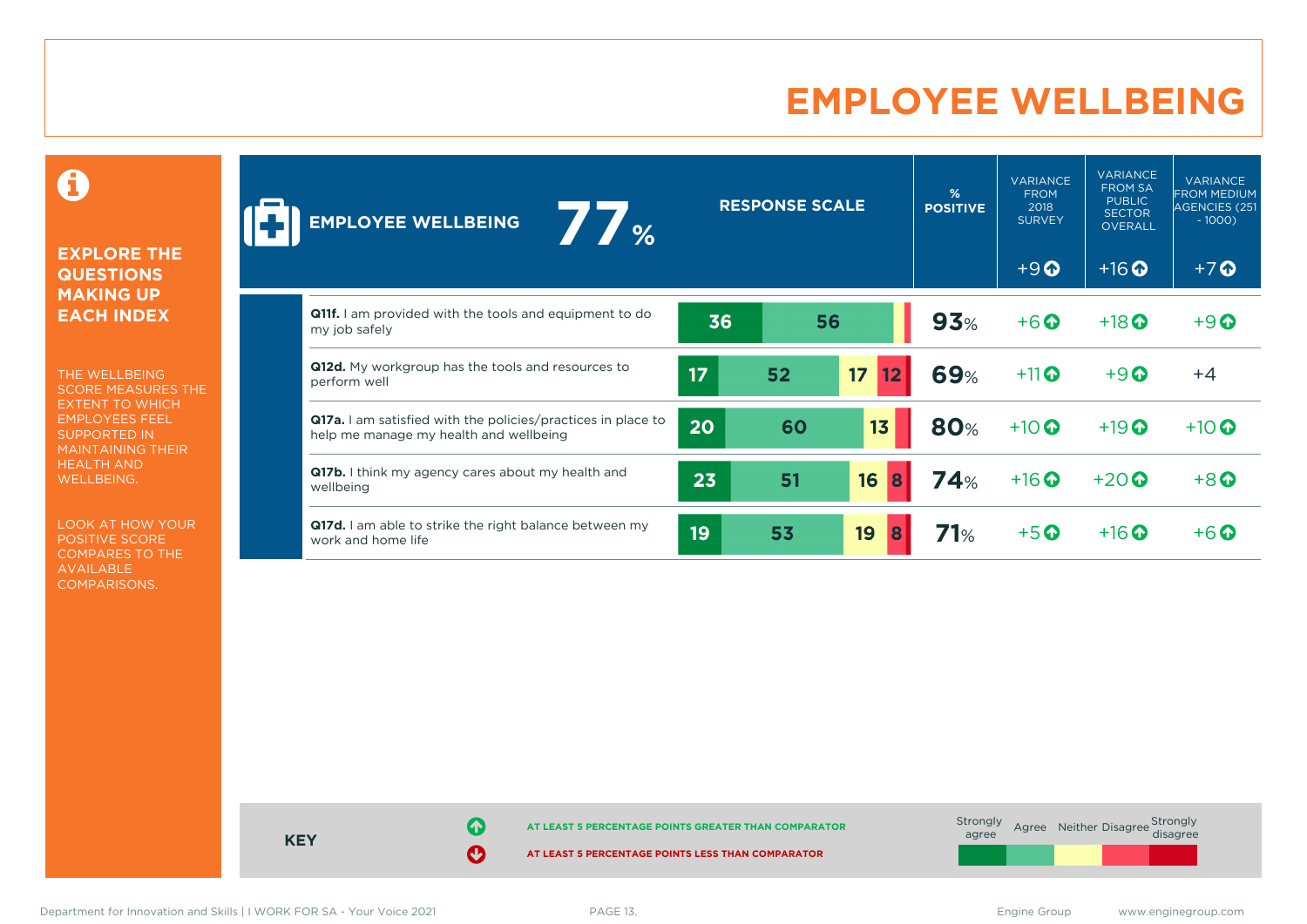# EMPLOYEE WELLBEING

## EXPLORE THE QUESTIONS MAKING UP EACH INDEX

THE WELLBEING SCORE MEASURES THE EXTENT TO WHICH EMPLOYEES FEEL SUPPORTED IN MAINTAINING THEIR HEALTH AND WELLBEING.

LOOK AT HOW YOUR POSITIVE SCORE COMPARES TO THE AVAILABLE COMPARISONS.

| EMPLOYEE WELLBEING 77% | RESPONSE SCALE (Strongly agree / Agree / Neither / Disagree / Strongly disagree) | % POSITIVE | VARIANCE FROM 2018 SURVEY +9 ↑ | VARIANCE FROM SA PUBLIC SECTOR OVERALL +16 ↑ | VARIANCE FROM MEDIUM AGENCIES (251 - 1000) +7 ↑ |
|---|---|---|---|---|---|
| **Q11f.** I am provided with the tools and equipment to do my job safely | 36 / 56 / – / – / – | 93% | +6 ↑ | +18 ↑ | +9 ↑ |
| **Q12d.** My workgroup has the tools and resources to perform well | 17 / 52 / 17 / 12 / – | 69% | +11 ↑ | +9 ↑ | +4 |
| **Q17a.** I am satisfied with the policies/practices in place to help me manage my health and wellbeing | 20 / 60 / 13 / – / – | 80% | +10 ↑ | +19 ↑ | +10 ↑ |
| **Q17b.** I think my agency cares about my health and wellbeing | 23 / 51 / 16 / 8 / – | 74% | +16 ↑ | +20 ↑ | +8 ↑ |
| **Q17d.** I am able to strike the right balance between my work and home life | 19 / 53 / 19 / 8 / – | 71% | +5 ↑ | +16 ↑ | +6 ↑ |

**KEY**

↑ AT LEAST 5 PERCENTAGE POINTS GREATER THAN COMPARATOR

↓ AT LEAST 5 PERCENTAGE POINTS LESS THAN COMPARATOR

Strongly agree | Agree | Neither | Disagree | Strongly disagree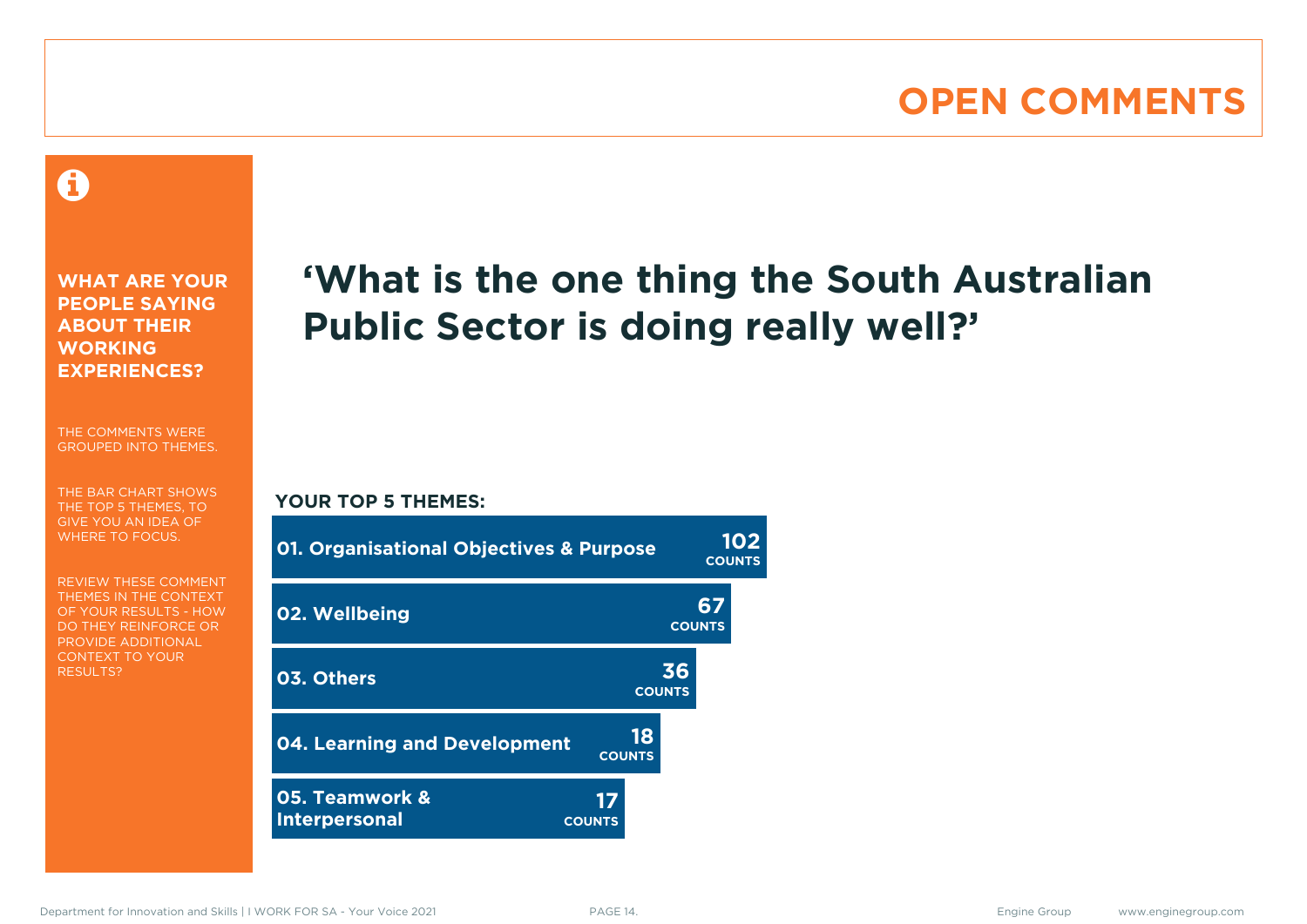# OPEN COMMENTS

**WHAT ARE YOUR PEOPLE SAYING ABOUT THEIR WORKING EXPERIENCES?**

THE COMMENTS WERE GROUPED INTO THEMES.

THE BAR CHART SHOWS THE TOP 5 THEMES, TO GIVE YOU AN IDEA OF WHERE TO FOCUS.

REVIEW THESE COMMENT THEMES IN THE CONTEXT OF YOUR RESULTS - HOW DO THEY REINFORCE OR PROVIDE ADDITIONAL CONTEXT TO YOUR RESULTS?

## 'What is the one thing the South Australian Public Sector is doing really well?'

**YOUR TOP 5 THEMES:**

| Theme | Counts |
|---|---|
| 01. Organisational Objectives & Purpose | 102 |
| 02. Wellbeing | 67 |
| 03. Others | 36 |
| 04. Learning and Development | 18 |
| 05. Teamwork & Interpersonal | 17 |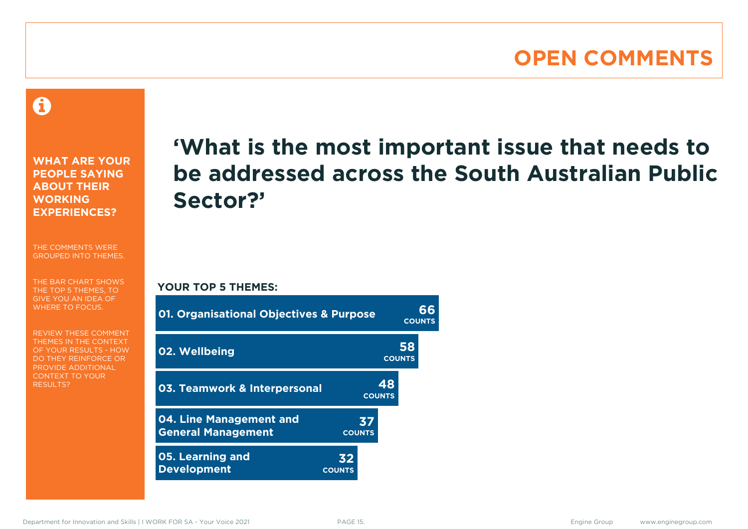# OPEN COMMENTS

**WHAT ARE YOUR PEOPLE SAYING ABOUT THEIR WORKING EXPERIENCES?**

THE COMMENTS WERE GROUPED INTO THEMES.

THE BAR CHART SHOWS THE TOP 5 THEMES, TO GIVE YOU AN IDEA OF WHERE TO FOCUS.

REVIEW THESE COMMENT THEMES IN THE CONTEXT OF YOUR RESULTS - HOW DO THEY REINFORCE OR PROVIDE ADDITIONAL CONTEXT TO YOUR RESULTS?

## ‘What is the most important issue that needs to be addressed across the South Australian Public Sector?’

**YOUR TOP 5 THEMES:**

| Theme | Counts |
| --- | --- |
| 01. Organisational Objectives & Purpose | 66 |
| 02. Wellbeing | 58 |
| 03. Teamwork & Interpersonal | 48 |
| 04. Line Management and General Management | 37 |
| 05. Learning and Development | 32 |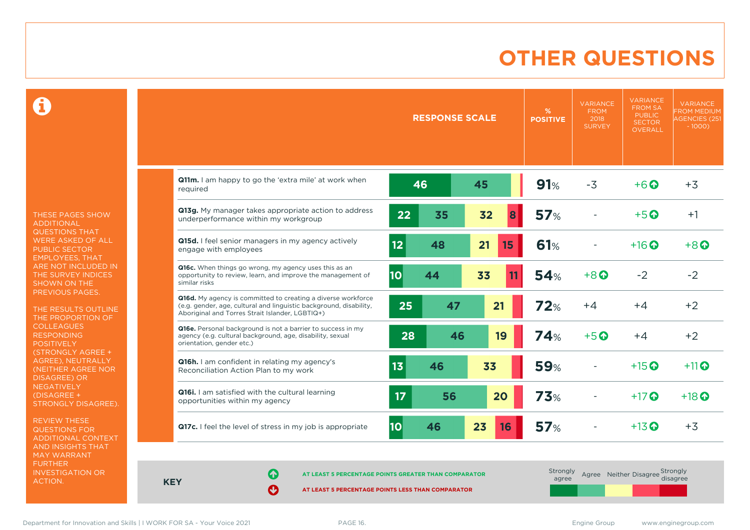# OTHER QUESTIONS

THESE PAGES SHOW ADDITIONAL QUESTIONS THAT WERE ASKED OF ALL PUBLIC SECTOR EMPLOYEES, THAT ARE NOT INCLUDED IN THE SURVEY INDICES SHOWN ON THE PREVIOUS PAGES.

THE RESULTS OUTLINE THE PROPORTION OF COLLEAGUES RESPONDING POSITIVELY (STRONGLY AGREE + AGREE), NEUTRALLY (NEITHER AGREE NOR DISAGREE) OR NEGATIVELY (DISAGREE + STRONGLY DISAGREE).

REVIEW THESE QUESTIONS FOR ADDITIONAL CONTEXT AND INSIGHTS THAT MAY WARRANT FURTHER INVESTIGATION OR ACTION.

| Question | Strongly agree | Agree | Neither | Disagree | Strongly disagree | % POSITIVE | VARIANCE FROM 2018 SURVEY | VARIANCE FROM SA PUBLIC SECTOR OVERALL | VARIANCE FROM MEDIUM AGENCIES (251 - 1000) |
|---|---|---|---|---|---|---|---|---|---|
| **Q11m.** I am happy to go the 'extra mile' at work when required | 46 | 45 | | | | 91% | -3 | +6 ↑ | +3 |
| **Q13g.** My manager takes appropriate action to address underperformance within my workgroup | 22 | 35 | 32 | 8 | | 57% | - | +5 ↑ | +1 |
| **Q15d.** I feel senior managers in my agency actively engage with employees | 12 | 48 | 21 | 15 | | 61% | - | +16 ↑ | +8 ↑ |
| **Q16c.** When things go wrong, my agency uses this as an opportunity to review, learn, and improve the management of similar risks | 10 | 44 | 33 | 11 | | 54% | +8 ↑ | -2 | -2 |
| **Q16d.** My agency is committed to creating a diverse workforce (e.g. gender, age, cultural and linguistic background, disability, Aboriginal and Torres Strait Islander, LGBTIQ+) | 25 | 47 | 21 | | | 72% | +4 | +4 | +2 |
| **Q16e.** Personal background is not a barrier to success in my agency (e.g. cultural background, age, disability, sexual orientation, gender etc.) | 28 | 46 | 19 | | | 74% | +5 ↑ | +4 | +2 |
| **Q16h.** I am confident in relating my agency's Reconciliation Action Plan to my work | 13 | 46 | 33 | | | 59% | - | +15 ↑ | +11 ↑ |
| **Q16i.** I am satisfied with the cultural learning opportunities within my agency | 17 | 56 | 20 | | | 73% | - | +17 ↑ | +18 ↑ |
| **Q17c.** I feel the level of stress in my job is appropriate | 10 | 46 | 23 | 16 | | 57% | - | +13 ↑ | +3 |

**KEY**

↑ AT LEAST 5 PERCENTAGE POINTS GREATER THAN COMPARATOR

↓ AT LEAST 5 PERCENTAGE POINTS LESS THAN COMPARATOR

Strongly agree | Agree | Neither | Disagree | Strongly disagree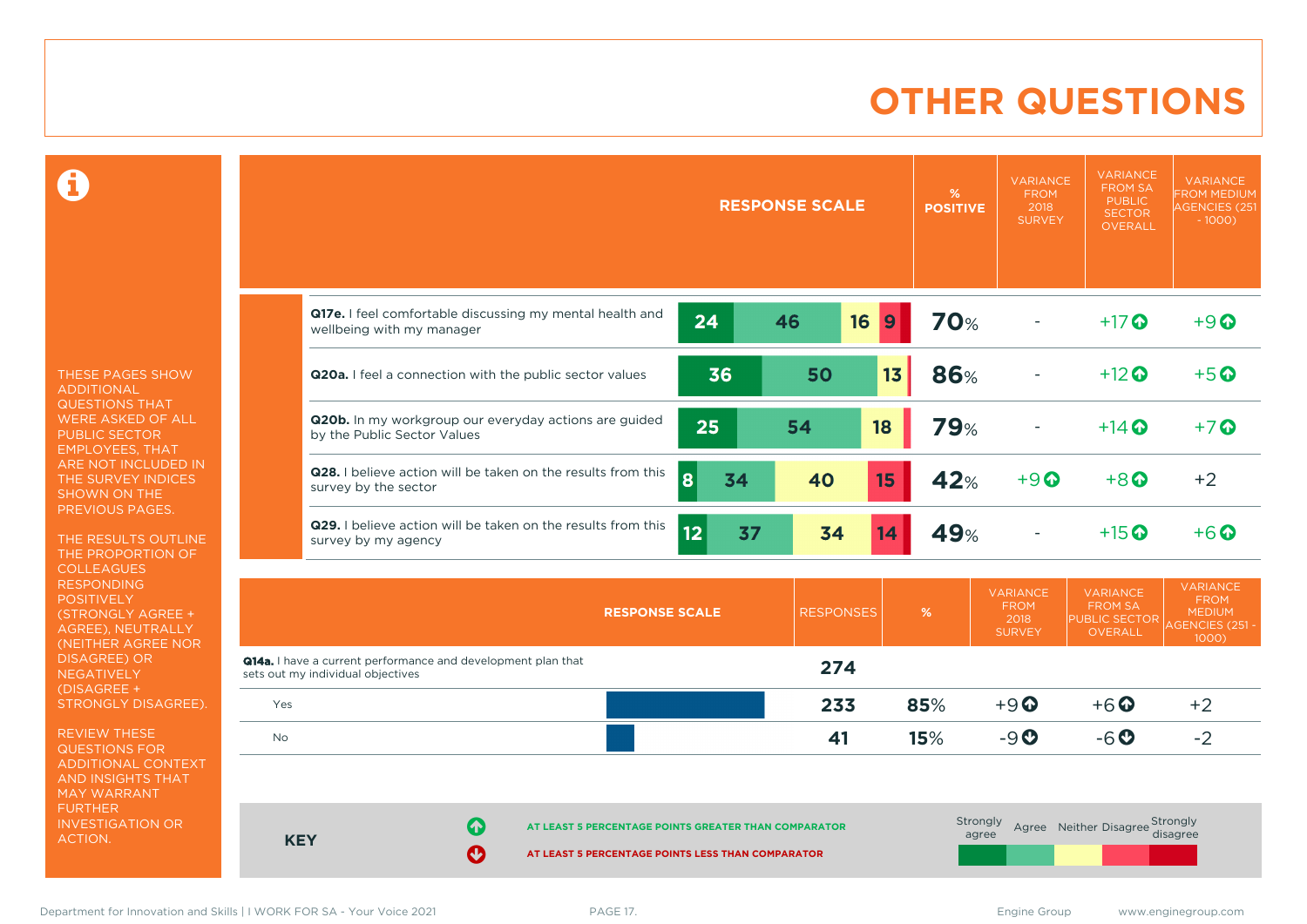# OTHER QUESTIONS

THESE PAGES SHOW ADDITIONAL QUESTIONS THAT WERE ASKED OF ALL PUBLIC SECTOR EMPLOYEES, THAT ARE NOT INCLUDED IN THE SURVEY INDICES SHOWN ON THE PREVIOUS PAGES.

THE RESULTS OUTLINE THE PROPORTION OF COLLEAGUES RESPONDING POSITIVELY (STRONGLY AGREE + AGREE), NEUTRALLY (NEITHER AGREE NOR DISAGREE) OR NEGATIVELY (DISAGREE + STRONGLY DISAGREE).

REVIEW THESE QUESTIONS FOR ADDITIONAL CONTEXT AND INSIGHTS THAT MAY WARRANT FURTHER INVESTIGATION OR ACTION.

| | RESPONSE SCALE | % POSITIVE | VARIANCE FROM 2018 SURVEY | VARIANCE FROM SA PUBLIC SECTOR OVERALL | VARIANCE FROM MEDIUM AGENCIES (251 - 1000) |
|---|---|---|---|---|---|
| **Q17e.** I feel comfortable discussing my mental health and wellbeing with my manager | 24 / 46 / 16 / 9 | 70% | - | +17 ↑ | +9 ↑ |
| **Q20a.** I feel a connection with the public sector values | 36 / 50 / 13 | 86% | - | +12 ↑ | +5 ↑ |
| **Q20b.** In my workgroup our everyday actions are guided by the Public Sector Values | 25 / 54 / 18 | 79% | - | +14 ↑ | +7 ↑ |
| **Q28.** I believe action will be taken on the results from this survey by the sector | 8 / 34 / 40 / 15 | 42% | +9 ↑ | +8 ↑ | +2 |
| **Q29.** I believe action will be taken on the results from this survey by my agency | 12 / 37 / 34 / 14 | 49% | - | +15 ↑ | +6 ↑ |

| RESPONSE SCALE | RESPONSES | % | VARIANCE FROM 2018 SURVEY | VARIANCE FROM SA PUBLIC SECTOR OVERALL | VARIANCE FROM MEDIUM AGENCIES (251 - 1000) |
|---|---|---|---|---|---|
| **Q14a.** I have a current performance and development plan that sets out my individual objectives | 274 | | | | |
| Yes | 233 | 85% | +9 ↑ | +6 ↑ | +2 |
| No | 41 | 15% | -9 ↓ | -6 ↓ | -2 |

**KEY**

↑ AT LEAST 5 PERCENTAGE POINTS GREATER THAN COMPARATOR

↓ AT LEAST 5 PERCENTAGE POINTS LESS THAN COMPARATOR

Strongly agree | Agree | Neither | Disagree | Strongly disagree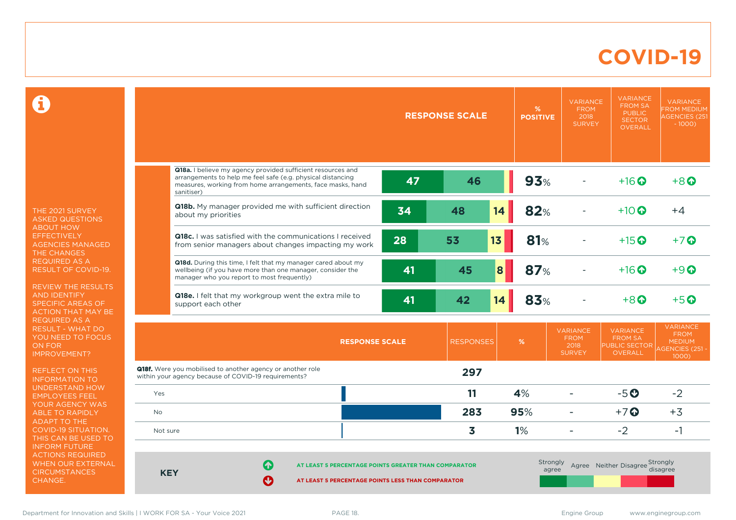# COVID-19

THE 2021 SURVEY ASKED QUESTIONS ABOUT HOW EFFECTIVELY AGENCIES MANAGED THE CHANGES REQUIRED AS A RESULT OF COVID-19.

REVIEW THE RESULTS AND IDENTIFY SPECIFIC AREAS OF ACTION THAT MAY BE REQUIRED AS A RESULT - WHAT DO YOU NEED TO FOCUS ON FOR IMPROVEMENT?

REFLECT ON THIS INFORMATION TO UNDERSTAND HOW EMPLOYEES FEEL YOUR AGENCY WAS ABLE TO RAPIDLY ADAPT TO THE COVID-19 SITUATION. THIS CAN BE USED TO INFORM FUTURE ACTIONS REQUIRED WHEN OUR EXTERNAL CIRCUMSTANCES CHANGE.

| | Strongly agree | Agree | Neither | % POSITIVE | VARIANCE FROM 2018 SURVEY | VARIANCE FROM SA PUBLIC SECTOR OVERALL | VARIANCE FROM MEDIUM AGENCIES (251 - 1000) |
|---|---|---|---|---|---|---|---|
| **Q18a.** I believe my agency provided sufficient resources and arrangements to help me feel safe (e.g. physical distancing measures, working from home arrangements, face masks, hand sanitiser) | 47 | 46 | | 93% | - | +16 ↑ | +8 ↑ |
| **Q18b.** My manager provided me with sufficient direction about my priorities | 34 | 48 | 14 | 82% | - | +10 ↑ | +4 |
| **Q18c.** I was satisfied with the communications I received from senior managers about changes impacting my work | 28 | 53 | 13 | 81% | - | +15 ↑ | +7 ↑ |
| **Q18d.** During this time, I felt that my manager cared about my wellbeing (if you have more than one manager, consider the manager who you report to most frequently) | 41 | 45 | 8 | 87% | - | +16 ↑ | +9 ↑ |
| **Q18e.** I felt that my workgroup went the extra mile to support each other | 41 | 42 | 14 | 83% | - | +8 ↑ | +5 ↑ |

| RESPONSE SCALE | RESPONSES | % | VARIANCE FROM 2018 SURVEY | VARIANCE FROM SA PUBLIC SECTOR OVERALL | VARIANCE FROM MEDIUM AGENCIES (251 - 1000) |
|---|---|---|---|---|---|
| **Q18f.** Were you mobilised to another agency or another role within your agency because of COVID-19 requirements? | 297 | | | | |
| Yes | 11 | 4% | - | -5 ↓ | -2 |
| No | 283 | 95% | - | +7 ↑ | +3 |
| Not sure | 3 | 1% | - | -2 | -1 |

**KEY**

↑ AT LEAST 5 PERCENTAGE POINTS GREATER THAN COMPARATOR

↓ AT LEAST 5 PERCENTAGE POINTS LESS THAN COMPARATOR

Strongly agree | Agree | Neither | Disagree | Strongly disagree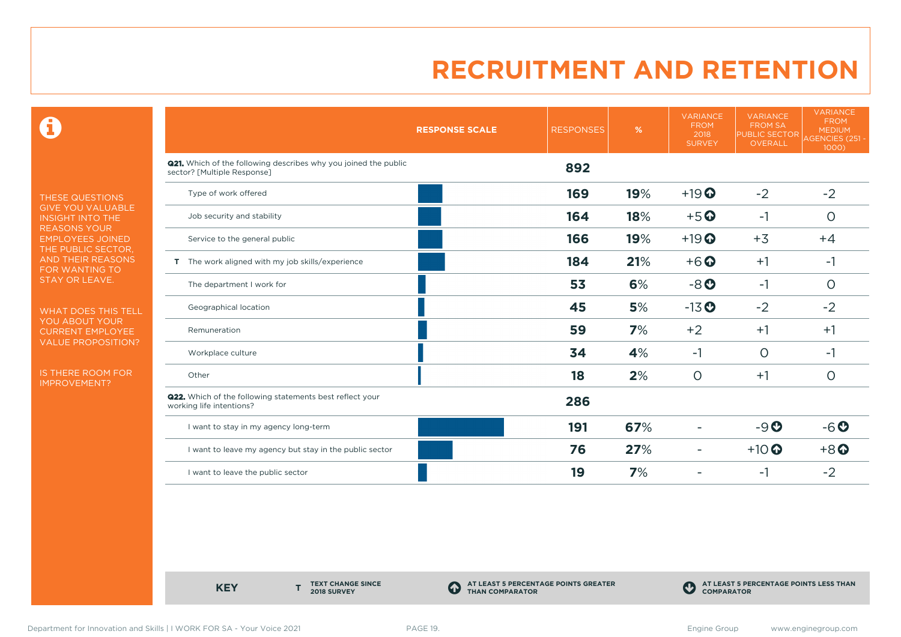# RECRUITMENT AND RETENTION

THESE QUESTIONS GIVE YOU VALUABLE INSIGHT INTO THE REASONS YOUR EMPLOYEES JOINED THE PUBLIC SECTOR, AND THEIR REASONS FOR WANTING TO STAY OR LEAVE.

WHAT DOES THIS TELL YOU ABOUT YOUR CURRENT EMPLOYEE VALUE PROPOSITION?

IS THERE ROOM FOR IMPROVEMENT?

| | RESPONSE SCALE | RESPONSES | % | VARIANCE FROM 2018 SURVEY | VARIANCE FROM SA PUBLIC SECTOR OVERALL | VARIANCE FROM MEDIUM AGENCIES (251 - 1000) |
|---|---|---|---|---|---|---|
| **Q21.** Which of the following describes why you joined the public sector? [Multiple Response] | | **892** | | | | |
| Type of work offered | | **169** | **19**% | +19 ⬆ | -2 | -2 |
| Job security and stability | | **164** | **18**% | +5 ⬆ | -1 | 0 |
| Service to the general public | | **166** | **19**% | +19 ⬆ | +3 | +4 |
| T The work aligned with my job skills/experience | | **184** | **21**% | +6 ⬆ | +1 | -1 |
| The department I work for | | **53** | **6**% | -8 ⬇ | -1 | 0 |
| Geographical location | | **45** | **5**% | -13 ⬇ | -2 | -2 |
| Remuneration | | **59** | **7**% | +2 | +1 | +1 |
| Workplace culture | | **34** | **4**% | -1 | 0 | -1 |
| Other | | **18** | **2**% | 0 | +1 | 0 |
| **Q22.** Which of the following statements best reflect your working life intentions? | | **286** | | | | |
| I want to stay in my agency long-term | | **191** | **67**% | - | -9 ⬇ | -6 ⬇ |
| I want to leave my agency but stay in the public sector | | **76** | **27**% | - | +10 ⬆ | +8 ⬆ |
| I want to leave the public sector | | **19** | **7**% | - | -1 | -2 |

**KEY**

- **T** TEXT CHANGE SINCE 2018 SURVEY
- ⬆ AT LEAST 5 PERCENTAGE POINTS GREATER THAN COMPARATOR
- ⬇ AT LEAST 5 PERCENTAGE POINTS LESS THAN COMPARATOR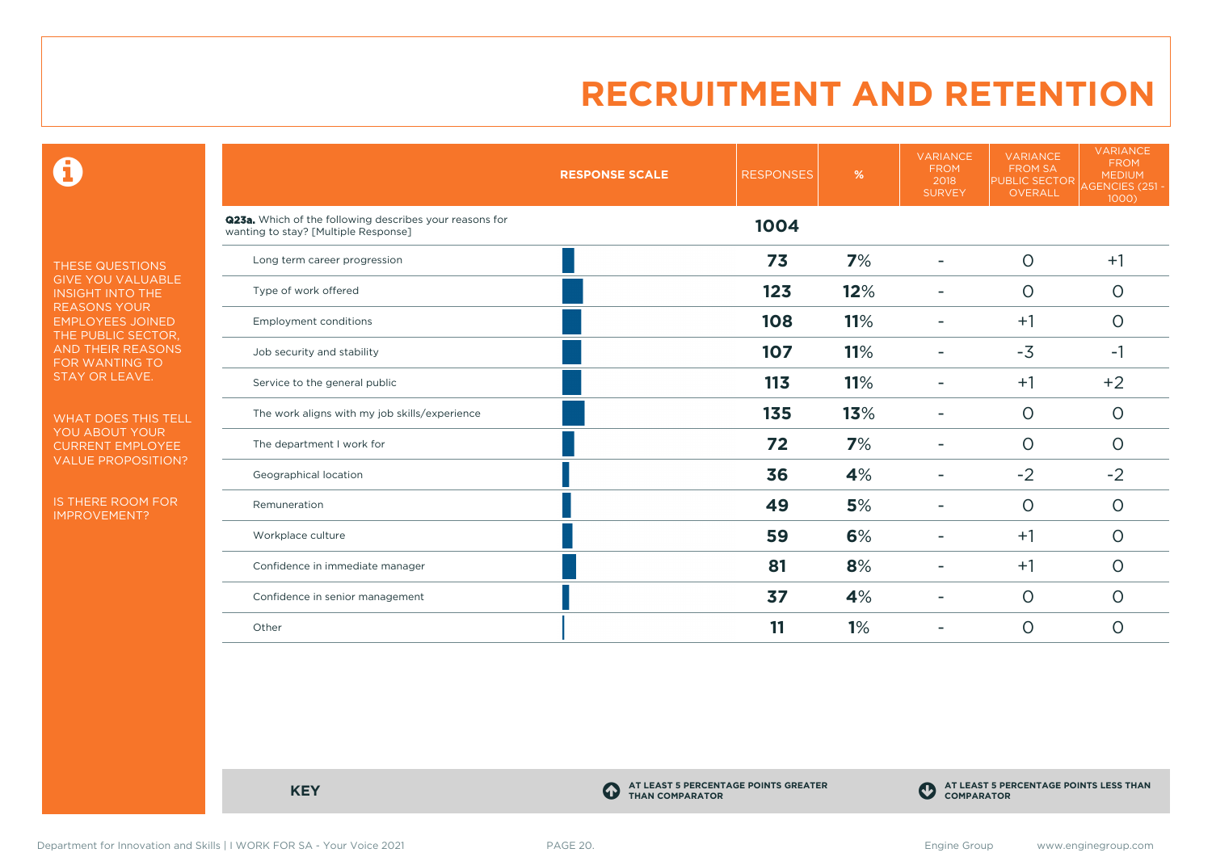# RECRUITMENT AND RETENTION

THESE QUESTIONS GIVE YOU VALUABLE INSIGHT INTO THE REASONS YOUR EMPLOYEES JOINED THE PUBLIC SECTOR, AND THEIR REASONS FOR WANTING TO STAY OR LEAVE.

WHAT DOES THIS TELL YOU ABOUT YOUR CURRENT EMPLOYEE VALUE PROPOSITION?

IS THERE ROOM FOR IMPROVEMENT?

| | RESPONSE SCALE | RESPONSES | % | VARIANCE FROM 2018 SURVEY | VARIANCE FROM SA PUBLIC SECTOR OVERALL | VARIANCE FROM MEDIUM AGENCIES (251 - 1000) |
|---|---|---|---|---|---|---|
| **Q23a.** Which of the following describes your reasons for wanting to stay? [Multiple Response] | | **1004** | | | | |
| Long term career progression | | **73** | **7%** | - | 0 | +1 |
| Type of work offered | | **123** | **12%** | - | 0 | 0 |
| Employment conditions | | **108** | **11%** | - | +1 | 0 |
| Job security and stability | | **107** | **11%** | - | -3 | -1 |
| Service to the general public | | **113** | **11%** | - | +1 | +2 |
| The work aligns with my job skills/experience | | **135** | **13%** | - | 0 | 0 |
| The department I work for | | **72** | **7%** | - | 0 | 0 |
| Geographical location | | **36** | **4%** | - | -2 | -2 |
| Remuneration | | **49** | **5%** | - | 0 | 0 |
| Workplace culture | | **59** | **6%** | - | +1 | 0 |
| Confidence in immediate manager | | **81** | **8%** | - | +1 | 0 |
| Confidence in senior management | | **37** | **4%** | - | 0 | 0 |
| Other | | **11** | **1%** | - | 0 | 0 |

**KEY**

AT LEAST 5 PERCENTAGE POINTS GREATER THAN COMPARATOR

AT LEAST 5 PERCENTAGE POINTS LESS THAN COMPARATOR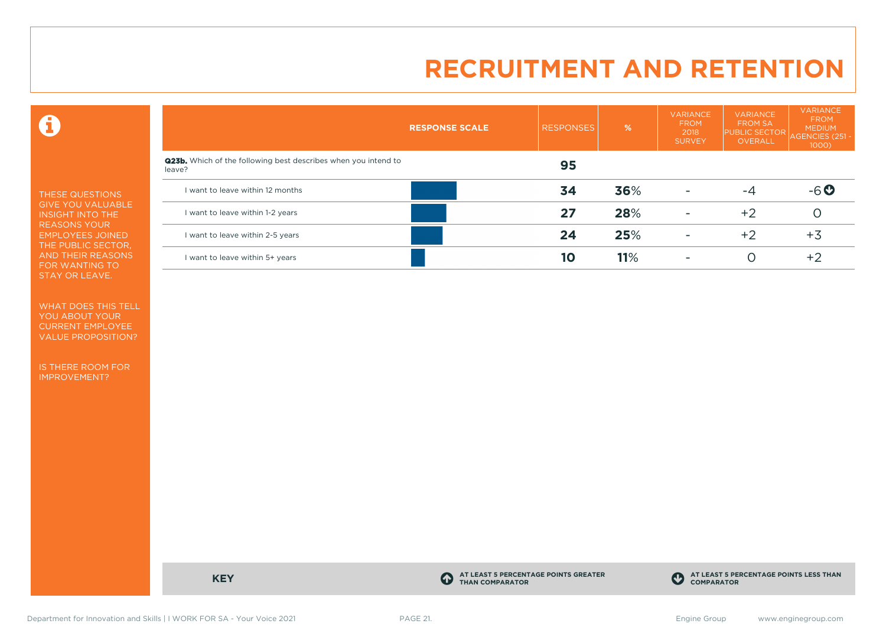# RECRUITMENT AND RETENTION

THESE QUESTIONS GIVE YOU VALUABLE INSIGHT INTO THE REASONS YOUR EMPLOYEES JOINED THE PUBLIC SECTOR, AND THEIR REASONS FOR WANTING TO STAY OR LEAVE.

WHAT DOES THIS TELL YOU ABOUT YOUR CURRENT EMPLOYEE VALUE PROPOSITION?

IS THERE ROOM FOR IMPROVEMENT?

| RESPONSE SCALE | RESPONSES | % | VARIANCE FROM 2018 SURVEY | VARIANCE FROM SA PUBLIC SECTOR OVERALL | VARIANCE FROM MEDIUM AGENCIES (251 - 1000) |
|---|---|---|---|---|---|
| **Q23b.** Which of the following best describes when you intend to leave? | **95** | | | | |
| I want to leave within 12 months | **34** | **36**% | - | -4 | -6 (at least 5 percentage points less than comparator) |
| I want to leave within 1-2 years | **27** | **28**% | - | +2 | 0 |
| I want to leave within 2-5 years | **24** | **25**% | - | +2 | +3 |
| I want to leave within 5+ years | **10** | **11**% | - | 0 | +2 |

**KEY**

- AT LEAST 5 PERCENTAGE POINTS GREATER THAN COMPARATOR
- AT LEAST 5 PERCENTAGE POINTS LESS THAN COMPARATOR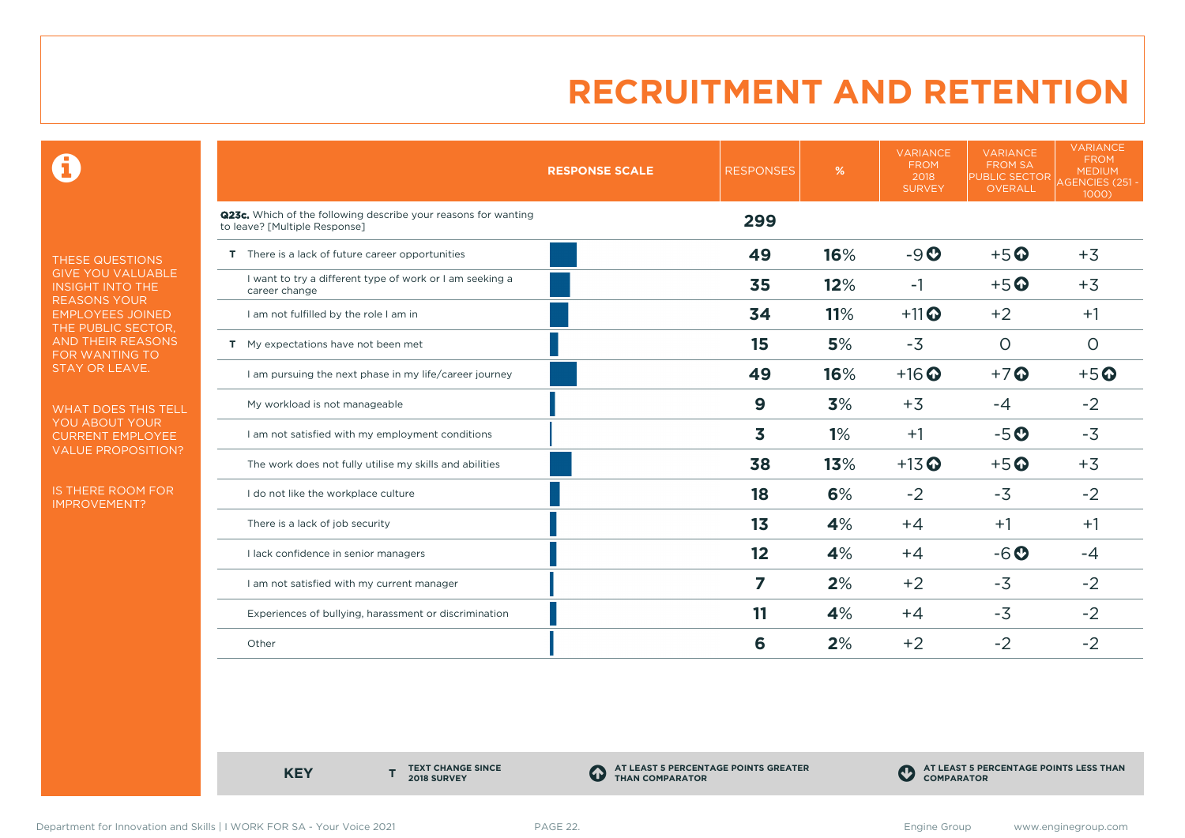# RECRUITMENT AND RETENTION

THESE QUESTIONS GIVE YOU VALUABLE INSIGHT INTO THE REASONS YOUR EMPLOYEES JOINED THE PUBLIC SECTOR, AND THEIR REASONS FOR WANTING TO STAY OR LEAVE.

WHAT DOES THIS TELL YOU ABOUT YOUR CURRENT EMPLOYEE VALUE PROPOSITION?

IS THERE ROOM FOR IMPROVEMENT?

| | RESPONSE SCALE | RESPONSES | % | VARIANCE FROM 2018 SURVEY | VARIANCE FROM SA PUBLIC SECTOR OVERALL | VARIANCE FROM MEDIUM AGENCIES (251 - 1000) |
|---|---|---|---|---|---|---|
| **Q23c.** Which of the following describe your reasons for wanting to leave? [Multiple Response] | | **299** | | | | |
| T | There is a lack of future career opportunities | **49** | **16%** | -9 ⬇ | +5 ⬆ | +3 |
| | I want to try a different type of work or I am seeking a career change | **35** | **12%** | -1 | +5 ⬆ | +3 |
| | I am not fulfilled by the role I am in | **34** | **11%** | +11 ⬆ | +2 | +1 |
| T | My expectations have not been met | **15** | **5%** | -3 | 0 | 0 |
| | I am pursuing the next phase in my life/career journey | **49** | **16%** | +16 ⬆ | +7 ⬆ | +5 ⬆ |
| | My workload is not manageable | **9** | **3%** | +3 | -4 | -2 |
| | I am not satisfied with my employment conditions | **3** | **1%** | +1 | -5 ⬇ | -3 |
| | The work does not fully utilise my skills and abilities | **38** | **13%** | +13 ⬆ | +5 ⬆ | +3 |
| | I do not like the workplace culture | **18** | **6%** | -2 | -3 | -2 |
| | There is a lack of job security | **13** | **4%** | +4 | +1 | +1 |
| | I lack confidence in senior managers | **12** | **4%** | +4 | -6 ⬇ | -4 |
| | I am not satisfied with my current manager | **7** | **2%** | +2 | -3 | -2 |
| | Experiences of bullying, harassment or discrimination | **11** | **4%** | +4 | -3 | -2 |
| | Other | **6** | **2%** | +2 | -2 | -2 |

**KEY**

- **T** — TEXT CHANGE SINCE 2018 SURVEY
- ⬆ — AT LEAST 5 PERCENTAGE POINTS GREATER THAN COMPARATOR
- ⬇ — AT LEAST 5 PERCENTAGE POINTS LESS THAN COMPARATOR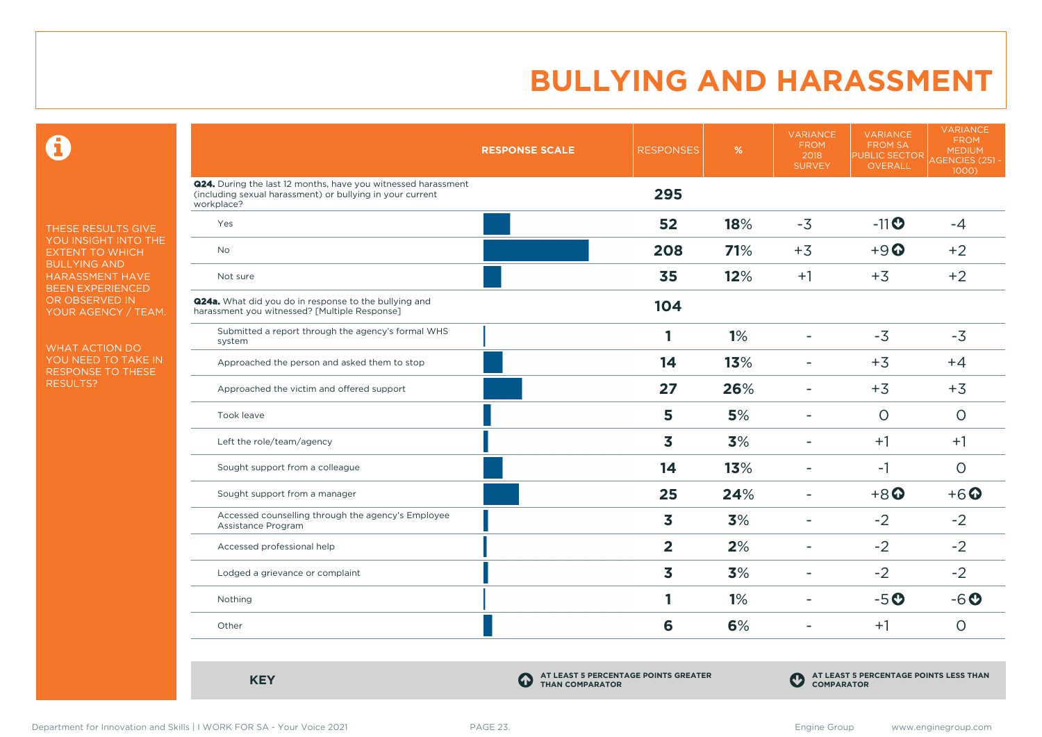# BULLYING AND HARASSMENT

THESE RESULTS GIVE YOU INSIGHT INTO THE EXTENT TO WHICH BULLYING AND HARASSMENT HAVE BEEN EXPERIENCED OR OBSERVED IN YOUR AGENCY / TEAM.

WHAT ACTION DO YOU NEED TO TAKE IN RESPONSE TO THESE RESULTS?

| | RESPONSE SCALE | RESPONSES | % | VARIANCE FROM 2018 SURVEY | VARIANCE FROM SA PUBLIC SECTOR OVERALL | VARIANCE FROM MEDIUM AGENCIES (251 - 1000) |
|---|---|---|---|---|---|---|
| **Q24.** During the last 12 months, have you witnessed harassment (including sexual harassment) or bullying in your current workplace? | | **295** | | | | |
| Yes | | **52** | **18%** | -3 | -11 ⬇ | -4 |
| No | | **208** | **71%** | +3 | +9 ⬆ | +2 |
| Not sure | | **35** | **12%** | +1 | +3 | +2 |
| **Q24a.** What did you do in response to the bullying and harassment you witnessed? [Multiple Response] | | **104** | | | | |
| Submitted a report through the agency's formal WHS system | | **1** | **1%** | - | -3 | -3 |
| Approached the person and asked them to stop | | **14** | **13%** | - | +3 | +4 |
| Approached the victim and offered support | | **27** | **26%** | - | +3 | +3 |
| Took leave | | **5** | **5%** | - | 0 | 0 |
| Left the role/team/agency | | **3** | **3%** | - | +1 | +1 |
| Sought support from a colleague | | **14** | **13%** | - | -1 | 0 |
| Sought support from a manager | | **25** | **24%** | - | +8 ⬆ | +6 ⬆ |
| Accessed counselling through the agency's Employee Assistance Program | | **3** | **3%** | - | -2 | -2 |
| Accessed professional help | | **2** | **2%** | - | -2 | -2 |
| Lodged a grievance or complaint | | **3** | **3%** | - | -2 | -2 |
| Nothing | | **1** | **1%** | - | -5 ⬇ | -6 ⬇ |
| Other | | **6** | **6%** | - | +1 | 0 |

**KEY**

⬆ AT LEAST 5 PERCENTAGE POINTS GREATER THAN COMPARATOR

⬇ AT LEAST 5 PERCENTAGE POINTS LESS THAN COMPARATOR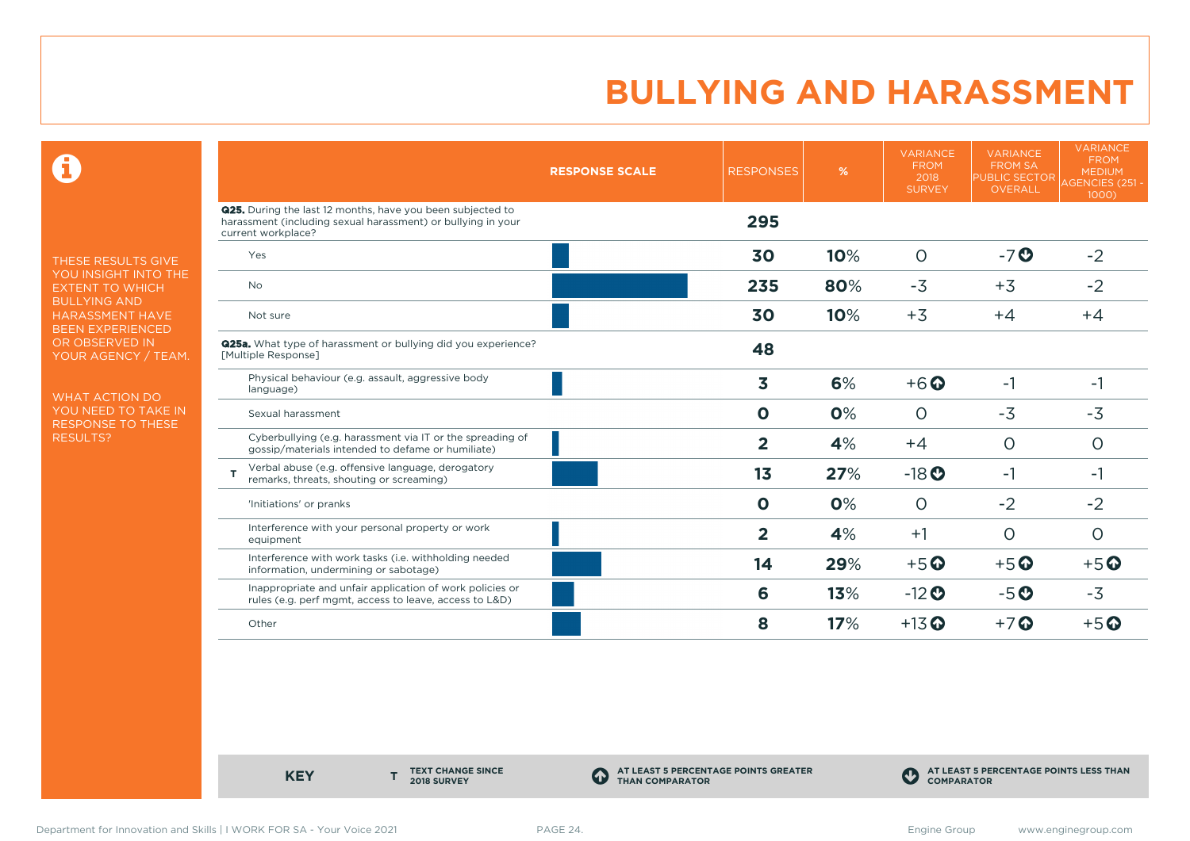# BULLYING AND HARASSMENT

THESE RESULTS GIVE YOU INSIGHT INTO THE EXTENT TO WHICH BULLYING AND HARASSMENT HAVE BEEN EXPERIENCED OR OBSERVED IN YOUR AGENCY / TEAM.

WHAT ACTION DO YOU NEED TO TAKE IN RESPONSE TO THESE RESULTS?

| | RESPONSE SCALE | RESPONSES | % | VARIANCE FROM 2018 SURVEY | VARIANCE FROM SA PUBLIC SECTOR OVERALL | VARIANCE FROM MEDIUM AGENCIES (251 - 1000) |
|---|---|---|---|---|---|---|
| **Q25.** During the last 12 months, have you been subjected to harassment (including sexual harassment) or bullying in your current workplace? | | **295** | | | | |
| Yes | | **30** | **10**% | 0 | -7 ⬇ | -2 |
| No | | **235** | **80**% | -3 | +3 | -2 |
| Not sure | | **30** | **10**% | +3 | +4 | +4 |
| **Q25a.** What type of harassment or bullying did you experience? [Multiple Response] | | **48** | | | | |
| Physical behaviour (e.g. assault, aggressive body language) | | **3** | **6**% | +6 ⬆ | -1 | -1 |
| Sexual harassment | | **0** | **0**% | 0 | -3 | -3 |
| Cyberbullying (e.g. harassment via IT or the spreading of gossip/materials intended to defame or humiliate) | | **2** | **4**% | +4 | 0 | 0 |
| T Verbal abuse (e.g. offensive language, derogatory remarks, threats, shouting or screaming) | | **13** | **27**% | -18 ⬇ | -1 | -1 |
| 'Initiations' or pranks | | **0** | **0**% | 0 | -2 | -2 |
| Interference with your personal property or work equipment | | **2** | **4**% | +1 | 0 | 0 |
| Interference with work tasks (i.e. withholding needed information, undermining or sabotage) | | **14** | **29**% | +5 ⬆ | +5 ⬆ | +5 ⬆ |
| Inappropriate and unfair application of work policies or rules (e.g. perf mgmt, access to leave, access to L&D) | | **6** | **13**% | -12 ⬇ | -5 ⬇ | -3 |
| Other | | **8** | **17**% | +13 ⬆ | +7 ⬆ | +5 ⬆ |

**KEY**

- **T** TEXT CHANGE SINCE 2018 SURVEY
- ⬆ AT LEAST 5 PERCENTAGE POINTS GREATER THAN COMPARATOR
- ⬇ AT LEAST 5 PERCENTAGE POINTS LESS THAN COMPARATOR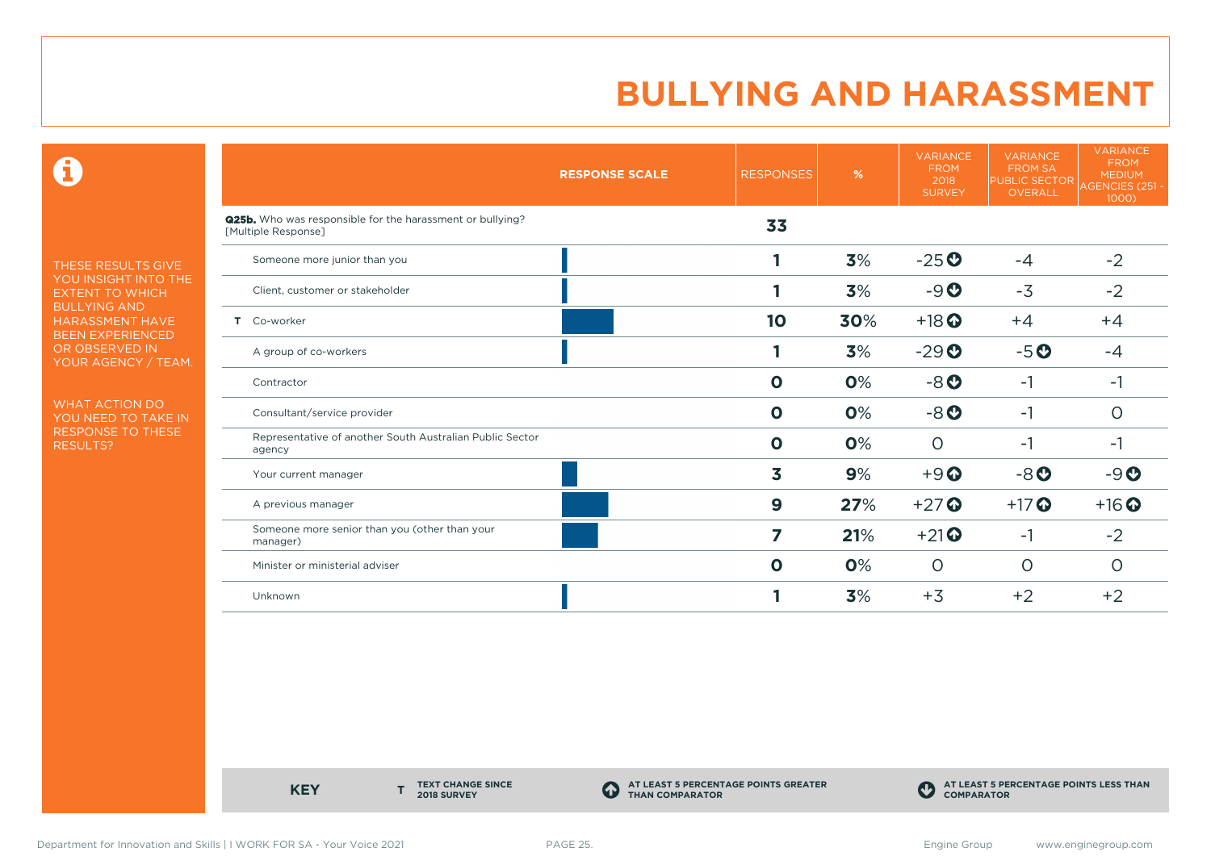# BULLYING AND HARASSMENT

THESE RESULTS GIVE YOU INSIGHT INTO THE EXTENT TO WHICH BULLYING AND HARASSMENT HAVE BEEN EXPERIENCED OR OBSERVED IN YOUR AGENCY / TEAM.

WHAT ACTION DO YOU NEED TO TAKE IN RESPONSE TO THESE RESULTS?

| | RESPONSE SCALE | RESPONSES | % | VARIANCE FROM 2018 SURVEY | VARIANCE FROM SA PUBLIC SECTOR OVERALL | VARIANCE FROM MEDIUM AGENCIES (251 - 1000) |
|---|---|---|---|---|---|---|
| **Q25b.** Who was responsible for the harassment or bullying? [Multiple Response] | | **33** | | | | |
| Someone more junior than you | | **1** | **3**% | -25 ⬇ | -4 | -2 |
| Client, customer or stakeholder | | **1** | **3**% | -9 ⬇ | -3 | -2 |
| T Co-worker | | **10** | **30**% | +18 ⬆ | +4 | +4 |
| A group of co-workers | | **1** | **3**% | -29 ⬇ | -5 ⬇ | -4 |
| Contractor | | **0** | **0**% | -8 ⬇ | -1 | -1 |
| Consultant/service provider | | **0** | **0**% | -8 ⬇ | -1 | 0 |
| Representative of another South Australian Public Sector agency | | **0** | **0**% | 0 | -1 | -1 |
| Your current manager | | **3** | **9**% | +9 ⬆ | -8 ⬇ | -9 ⬇ |
| A previous manager | | **9** | **27**% | +27 ⬆ | +17 ⬆ | +16 ⬆ |
| Someone more senior than you (other than your manager) | | **7** | **21**% | +21 ⬆ | -1 | -2 |
| Minister or ministerial adviser | | **0** | **0**% | 0 | 0 | 0 |
| Unknown | | **1** | **3**% | +3 | +2 | +2 |

**KEY** — **T** TEXT CHANGE SINCE 2018 SURVEY; ⬆ AT LEAST 5 PERCENTAGE POINTS GREATER THAN COMPARATOR; ⬇ AT LEAST 5 PERCENTAGE POINTS LESS THAN COMPARATOR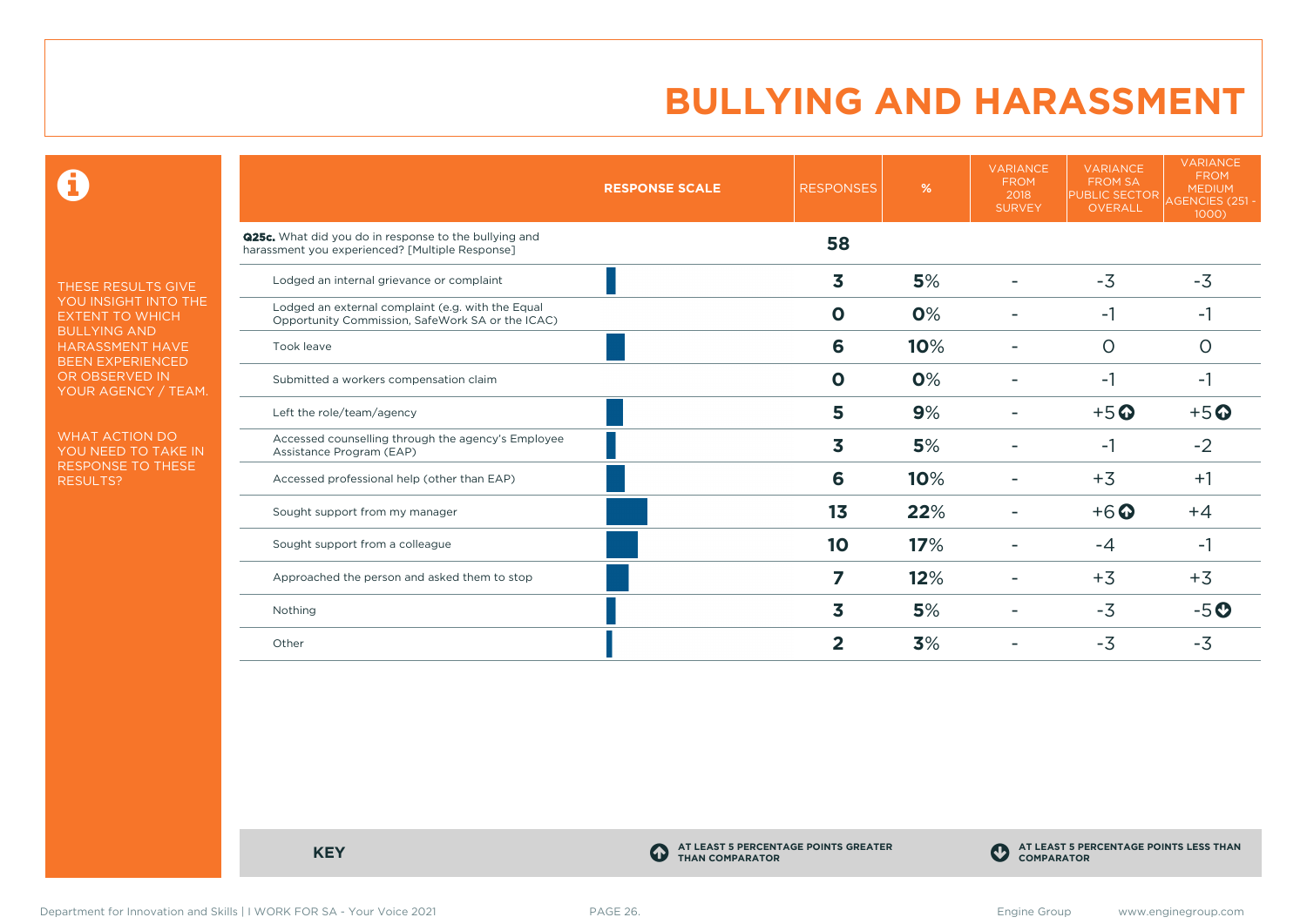# BULLYING AND HARASSMENT

THESE RESULTS GIVE YOU INSIGHT INTO THE EXTENT TO WHICH BULLYING AND HARASSMENT HAVE BEEN EXPERIENCED OR OBSERVED IN YOUR AGENCY / TEAM.

WHAT ACTION DO YOU NEED TO TAKE IN RESPONSE TO THESE RESULTS?

| | RESPONSE SCALE | RESPONSES | % | VARIANCE FROM 2018 SURVEY | VARIANCE FROM SA PUBLIC SECTOR OVERALL | VARIANCE FROM MEDIUM AGENCIES (251 - 1000) |
|---|---|---|---|---|---|---|
| **Q25c.** What did you do in response to the bullying and harassment you experienced? [Multiple Response] | | **58** | | | | |
| Lodged an internal grievance or complaint | | **3** | **5**% | - | -3 | -3 |
| Lodged an external complaint (e.g. with the Equal Opportunity Commission, SafeWork SA or the ICAC) | | **0** | **0**% | - | -1 | -1 |
| Took leave | | **6** | **10**% | - | 0 | 0 |
| Submitted a workers compensation claim | | **0** | **0**% | - | -1 | -1 |
| Left the role/team/agency | | **5** | **9**% | - | +5 ⬆ | +5 ⬆ |
| Accessed counselling through the agency's Employee Assistance Program (EAP) | | **3** | **5**% | - | -1 | -2 |
| Accessed professional help (other than EAP) | | **6** | **10**% | - | +3 | +1 |
| Sought support from my manager | | **13** | **22**% | - | +6 ⬆ | +4 |
| Sought support from a colleague | | **10** | **17**% | - | -4 | -1 |
| Approached the person and asked them to stop | | **7** | **12**% | - | +3 | +3 |
| Nothing | | **3** | **5**% | - | -3 | -5 ⬇ |
| Other | | **2** | **3**% | - | -3 | -3 |

**KEY**

⬆ AT LEAST 5 PERCENTAGE POINTS GREATER THAN COMPARATOR

⬇ AT LEAST 5 PERCENTAGE POINTS LESS THAN COMPARATOR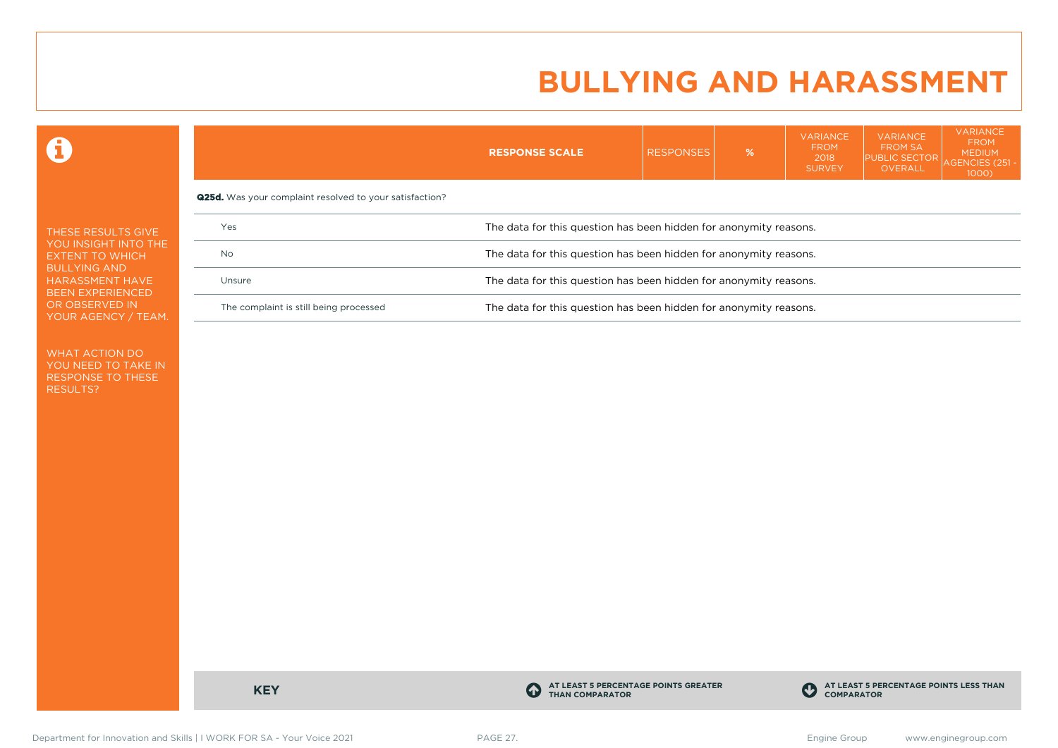# BULLYING AND HARASSMENT

THESE RESULTS GIVE YOU INSIGHT INTO THE EXTENT TO WHICH BULLYING AND HARASSMENT HAVE BEEN EXPERIENCED OR OBSERVED IN YOUR AGENCY / TEAM.

WHAT ACTION DO YOU NEED TO TAKE IN RESPONSE TO THESE RESULTS?

| | RESPONSE SCALE | RESPONSES | % | VARIANCE FROM 2018 SURVEY | VARIANCE FROM SA PUBLIC SECTOR OVERALL | VARIANCE FROM MEDIUM AGENCIES (251 - 1000) |
|---|---|---|---|---|---|---|
| **Q25d.** Was your complaint resolved to your satisfaction? | | | | | | |
| Yes | The data for this question has been hidden for anonymity reasons. | | | | | |
| No | The data for this question has been hidden for anonymity reasons. | | | | | |
| Unsure | The data for this question has been hidden for anonymity reasons. | | | | | |
| The complaint is still being processed | The data for this question has been hidden for anonymity reasons. | | | | | |

**KEY**

- AT LEAST 5 PERCENTAGE POINTS GREATER THAN COMPARATOR
- AT LEAST 5 PERCENTAGE POINTS LESS THAN COMPARATOR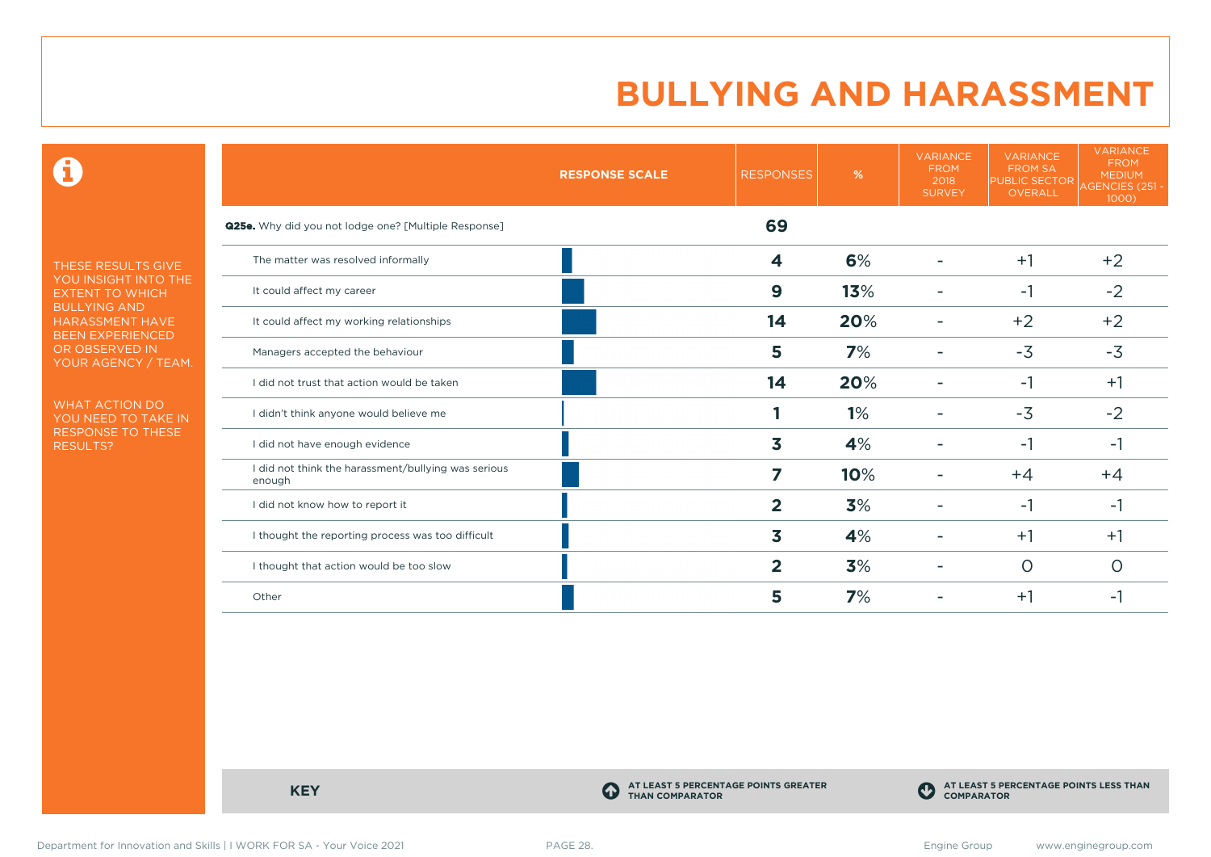# BULLYING AND HARASSMENT

THESE RESULTS GIVE YOU INSIGHT INTO THE EXTENT TO WHICH BULLYING AND HARASSMENT HAVE BEEN EXPERIENCED OR OBSERVED IN YOUR AGENCY / TEAM.

WHAT ACTION DO YOU NEED TO TAKE IN RESPONSE TO THESE RESULTS?

| RESPONSE SCALE | RESPONSES | % | VARIANCE FROM 2018 SURVEY | VARIANCE FROM SA PUBLIC SECTOR OVERALL | VARIANCE FROM MEDIUM AGENCIES (251 - 1000) |
|---|---|---|---|---|---|
| **Q25e.** Why did you not lodge one? [Multiple Response] | **69** | | | | |
| The matter was resolved informally | **4** | **6**% | - | +1 | +2 |
| It could affect my career | **9** | **13**% | - | -1 | -2 |
| It could affect my working relationships | **14** | **20**% | - | +2 | +2 |
| Managers accepted the behaviour | **5** | **7**% | - | -3 | -3 |
| I did not trust that action would be taken | **14** | **20**% | - | -1 | +1 |
| I didn't think anyone would believe me | **1** | **1**% | - | -3 | -2 |
| I did not have enough evidence | **3** | **4**% | - | -1 | -1 |
| I did not think the harassment/bullying was serious enough | **7** | **10**% | - | +4 | +4 |
| I did not know how to report it | **2** | **3**% | - | -1 | -1 |
| I thought the reporting process was too difficult | **3** | **4**% | - | +1 | +1 |
| I thought that action would be too slow | **2** | **3**% | - | 0 | 0 |
| Other | **5** | **7**% | - | +1 | -1 |

**KEY**

AT LEAST 5 PERCENTAGE POINTS GREATER THAN COMPARATOR

AT LEAST 5 PERCENTAGE POINTS LESS THAN COMPARATOR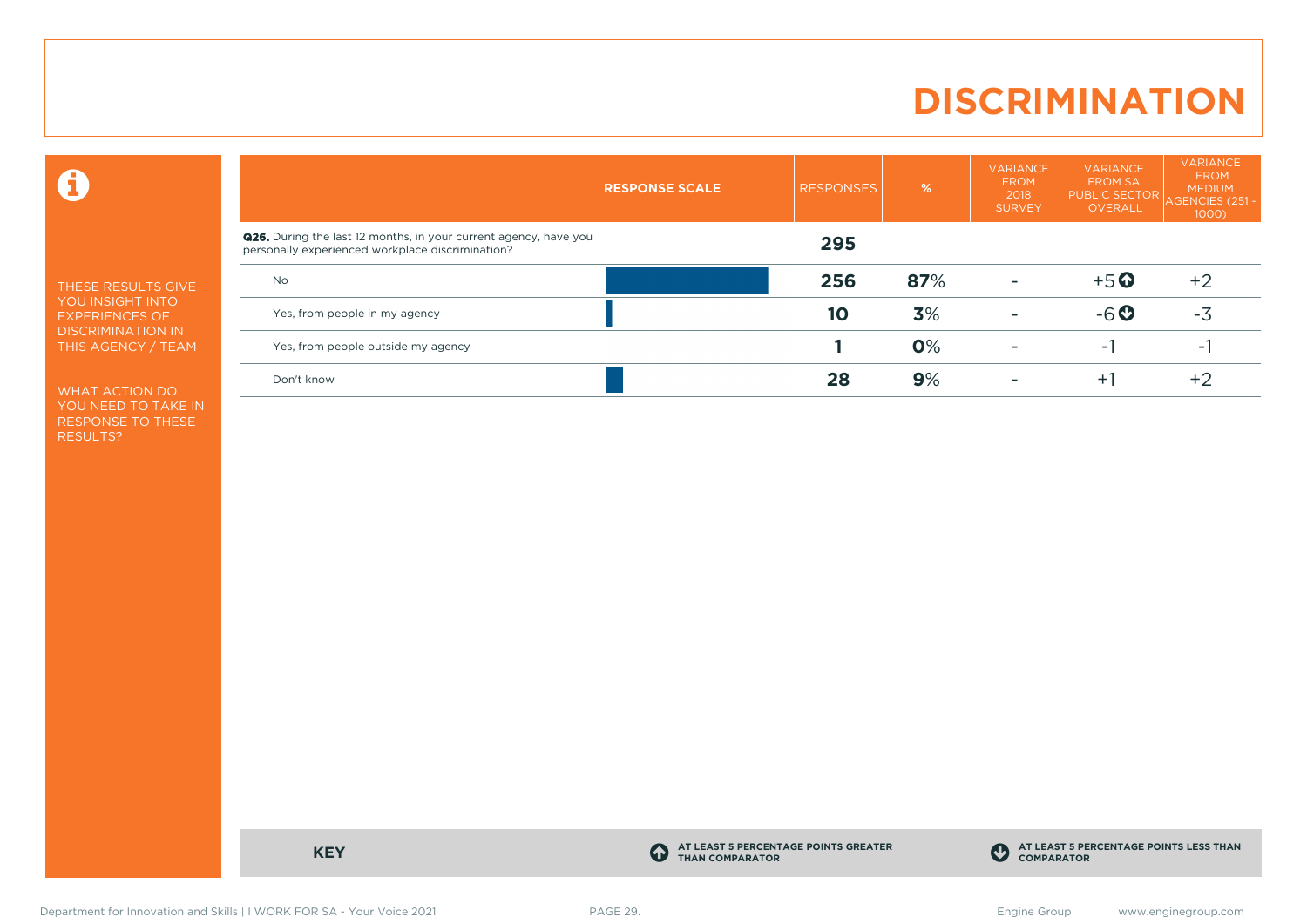# DISCRIMINATION

THESE RESULTS GIVE YOU INSIGHT INTO EXPERIENCES OF DISCRIMINATION IN THIS AGENCY / TEAM

WHAT ACTION DO YOU NEED TO TAKE IN RESPONSE TO THESE RESULTS?

| RESPONSE SCALE | RESPONSES | % | VARIANCE FROM 2018 SURVEY | VARIANCE FROM SA PUBLIC SECTOR OVERALL | VARIANCE FROM MEDIUM AGENCIES (251 - 1000) |
|---|---|---|---|---|---|
| **Q26.** During the last 12 months, in your current agency, have you personally experienced workplace discrimination? | **295** | | | | |
| No | **256** | **87**% | - | +5 ⬆ | +2 |
| Yes, from people in my agency | **10** | **3**% | - | -6 ⬇ | -3 |
| Yes, from people outside my agency | **1** | **0**% | - | -1 | -1 |
| Don't know | **28** | **9**% | - | +1 | +2 |

**KEY**

⬆ AT LEAST 5 PERCENTAGE POINTS GREATER THAN COMPARATOR

⬇ AT LEAST 5 PERCENTAGE POINTS LESS THAN COMPARATOR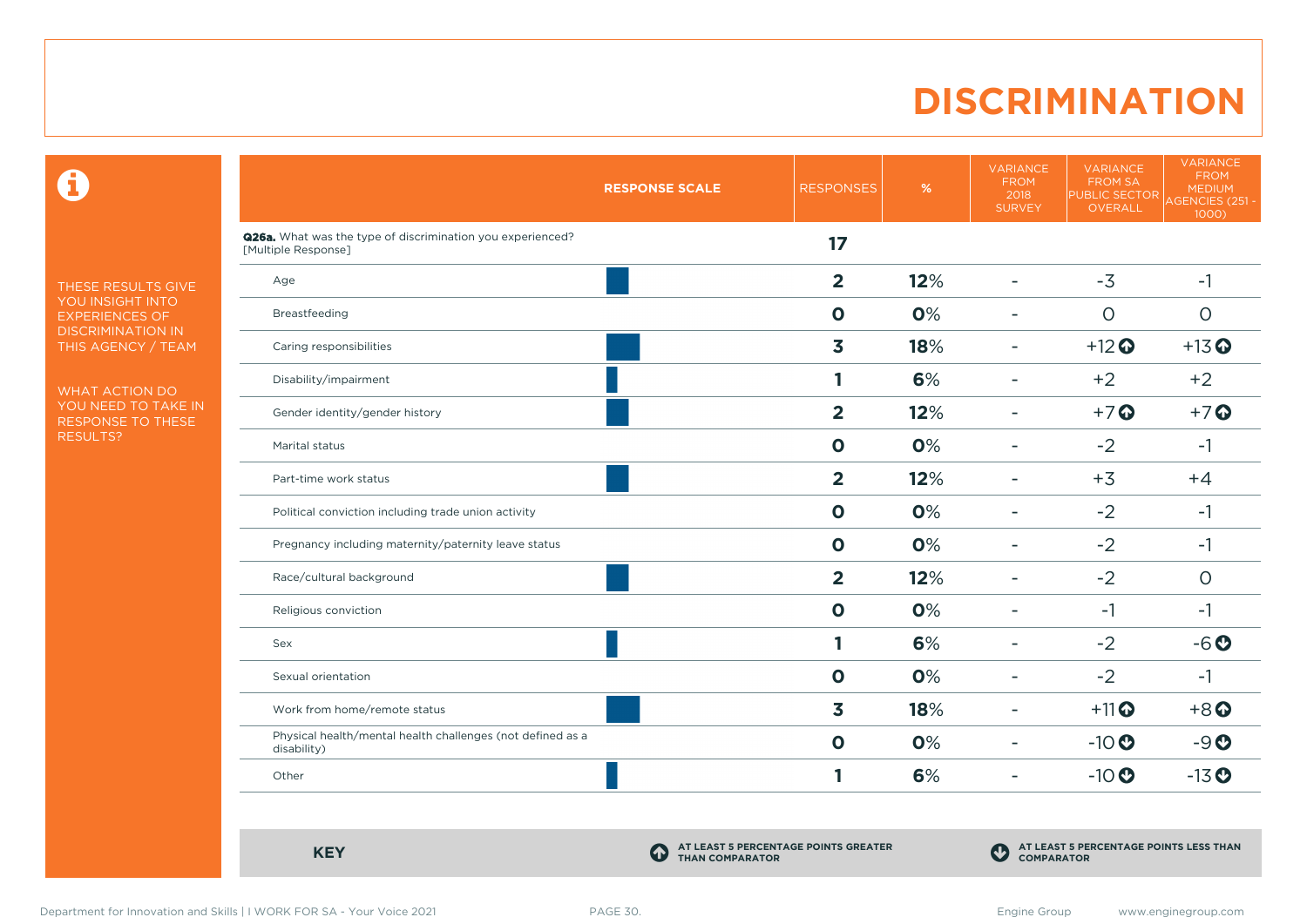# DISCRIMINATION

THESE RESULTS GIVE YOU INSIGHT INTO EXPERIENCES OF DISCRIMINATION IN THIS AGENCY / TEAM

WHAT ACTION DO YOU NEED TO TAKE IN RESPONSE TO THESE RESULTS?

| RESPONSE SCALE | RESPONSES | % | VARIANCE FROM 2018 SURVEY | VARIANCE FROM SA PUBLIC SECTOR OVERALL | VARIANCE FROM MEDIUM AGENCIES (251 - 1000) |
|---|---|---|---|---|---|
| **Q26a.** What was the type of discrimination you experienced? [Multiple Response] | 17 | | | | |
| Age | 2 | 12% | - | -3 | -1 |
| Breastfeeding | 0 | 0% | - | 0 | 0 |
| Caring responsibilities | 3 | 18% | - | +12 ⬆ | +13 ⬆ |
| Disability/impairment | 1 | 6% | - | +2 | +2 |
| Gender identity/gender history | 2 | 12% | - | +7 ⬆ | +7 ⬆ |
| Marital status | 0 | 0% | - | -2 | -1 |
| Part-time work status | 2 | 12% | - | +3 | +4 |
| Political conviction including trade union activity | 0 | 0% | - | -2 | -1 |
| Pregnancy including maternity/paternity leave status | 0 | 0% | - | -2 | -1 |
| Race/cultural background | 2 | 12% | - | -2 | 0 |
| Religious conviction | 0 | 0% | - | -1 | -1 |
| Sex | 1 | 6% | - | -2 | -6 ⬇ |
| Sexual orientation | 0 | 0% | - | -2 | -1 |
| Work from home/remote status | 3 | 18% | - | +11 ⬆ | +8 ⬆ |
| Physical health/mental health challenges (not defined as a disability) | 0 | 0% | - | -10 ⬇ | -9 ⬇ |
| Other | 1 | 6% | - | -10 ⬇ | -13 ⬇ |

**KEY**

⬆ AT LEAST 5 PERCENTAGE POINTS GREATER THAN COMPARATOR

⬇ AT LEAST 5 PERCENTAGE POINTS LESS THAN COMPARATOR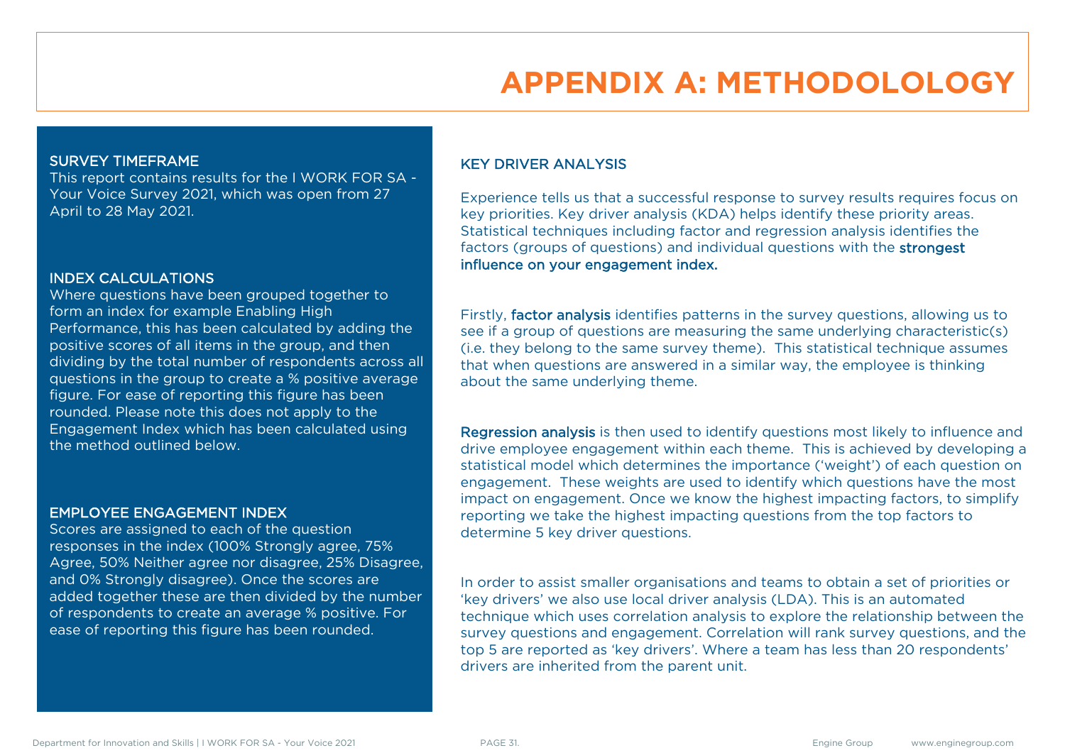# APPENDIX A: METHODOLOLOGY

## SURVEY TIMEFRAME

This report contains results for the I WORK FOR SA - Your Voice Survey 2021, which was open from 27 April to 28 May 2021.

## INDEX CALCULATIONS

Where questions have been grouped together to form an index for example Enabling High Performance, this has been calculated by adding the positive scores of all items in the group, and then dividing by the total number of respondents across all questions in the group to create a % positive average figure. For ease of reporting this figure has been rounded. Please note this does not apply to the Engagement Index which has been calculated using the method outlined below.

## EMPLOYEE ENGAGEMENT INDEX

Scores are assigned to each of the question responses in the index (100% Strongly agree, 75% Agree, 50% Neither agree nor disagree, 25% Disagree, and 0% Strongly disagree). Once the scores are added together these are then divided by the number of respondents to create an average % positive. For ease of reporting this figure has been rounded.

## KEY DRIVER ANALYSIS

Experience tells us that a successful response to survey results requires focus on key priorities. Key driver analysis (KDA) helps identify these priority areas. Statistical techniques including factor and regression analysis identifies the factors (groups of questions) and individual questions with the **strongest influence on your engagement index.**

Firstly, **factor analysis** identifies patterns in the survey questions, allowing us to see if a group of questions are measuring the same underlying characteristic(s) (i.e. they belong to the same survey theme). This statistical technique assumes that when questions are answered in a similar way, the employee is thinking about the same underlying theme.

**Regression analysis** is then used to identify questions most likely to influence and drive employee engagement within each theme. This is achieved by developing a statistical model which determines the importance ('weight') of each question on engagement. These weights are used to identify which questions have the most impact on engagement. Once we know the highest impacting factors, to simplify reporting we take the highest impacting questions from the top factors to determine 5 key driver questions.

In order to assist smaller organisations and teams to obtain a set of priorities or 'key drivers' we also use local driver analysis (LDA). This is an automated technique which uses correlation analysis to explore the relationship between the survey questions and engagement. Correlation will rank survey questions, and the top 5 are reported as 'key drivers'. Where a team has less than 20 respondents' drivers are inherited from the parent unit.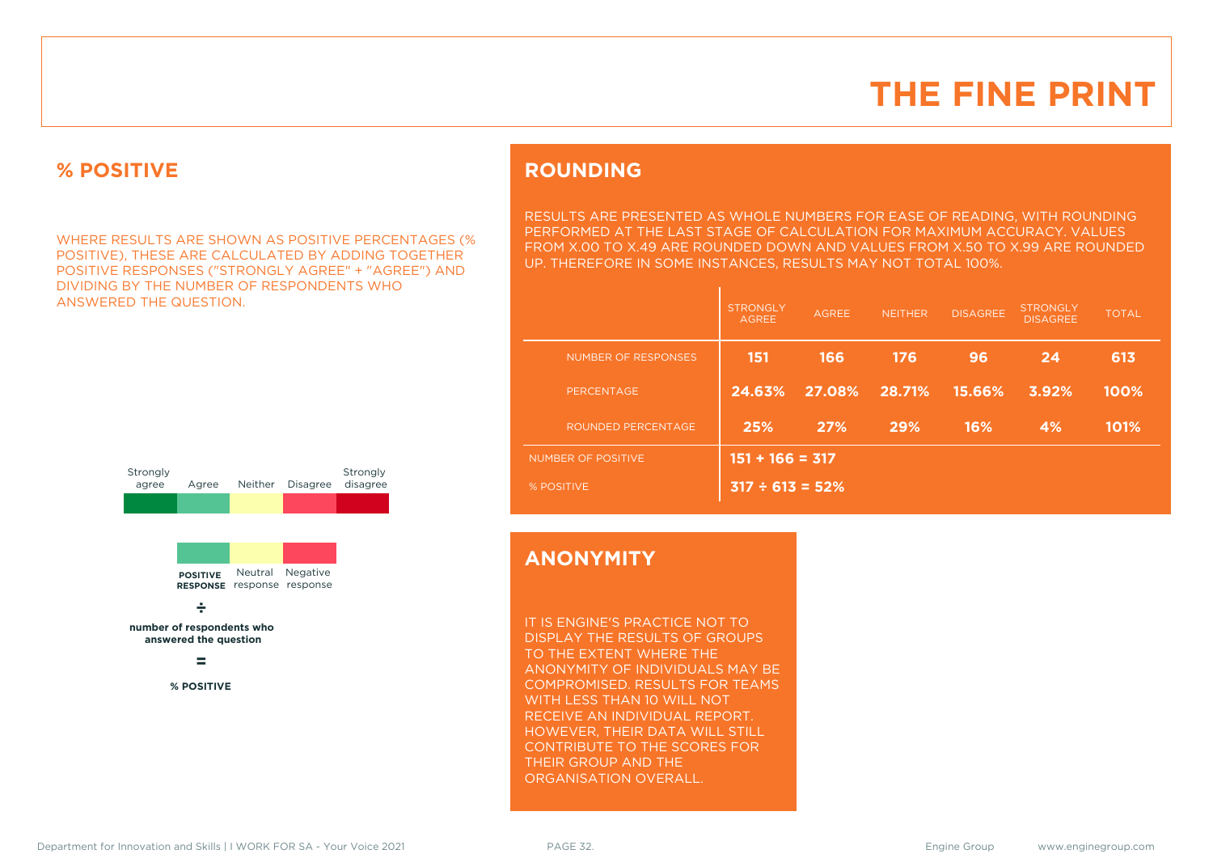# THE FINE PRINT

## % POSITIVE

WHERE RESULTS ARE SHOWN AS POSITIVE PERCENTAGES (% POSITIVE), THESE ARE CALCULATED BY ADDING TOGETHER POSITIVE RESPONSES ("STRONGLY AGREE" + "AGREE") AND DIVIDING BY THE NUMBER OF RESPONDENTS WHO ANSWERED THE QUESTION.

Strongly agree
Agree
Neither
Disagree
Strongly disagree

**POSITIVE RESPONSE**
Neutral response
Negative response

÷

**number of respondents who answered the question**

=

**% POSITIVE**

## ROUNDING

RESULTS ARE PRESENTED AS WHOLE NUMBERS FOR EASE OF READING, WITH ROUNDING PERFORMED AT THE LAST STAGE OF CALCULATION FOR MAXIMUM ACCURACY. VALUES FROM X.00 TO X.49 ARE ROUNDED DOWN AND VALUES FROM X.50 TO X.99 ARE ROUNDED UP. THEREFORE IN SOME INSTANCES, RESULTS MAY NOT TOTAL 100%.

| | STRONGLY AGREE | AGREE | NEITHER | DISAGREE | STRONGLY DISAGREE | TOTAL |
|---|---|---|---|---|---|---|
| NUMBER OF RESPONSES | **151** | **166** | **176** | **96** | **24** | **613** |
| PERCENTAGE | **24.63%** | **27.08%** | **28.71%** | **15.66%** | **3.92%** | **100%** |
| ROUNDED PERCENTAGE | **25%** | **27%** | **29%** | **16%** | **4%** | **101%** |
| NUMBER OF POSITIVE | **151 + 166 = 317** | | | | | |
| % POSITIVE | **317 ÷ 613 = 52%** | | | | | |

## ANONYMITY

IT IS ENGINE'S PRACTICE NOT TO DISPLAY THE RESULTS OF GROUPS TO THE EXTENT WHERE THE ANONYMITY OF INDIVIDUALS MAY BE COMPROMISED. RESULTS FOR TEAMS WITH LESS THAN 10 WILL NOT RECEIVE AN INDIVIDUAL REPORT. HOWEVER, THEIR DATA WILL STILL CONTRIBUTE TO THE SCORES FOR THEIR GROUP AND THE ORGANISATION OVERALL.